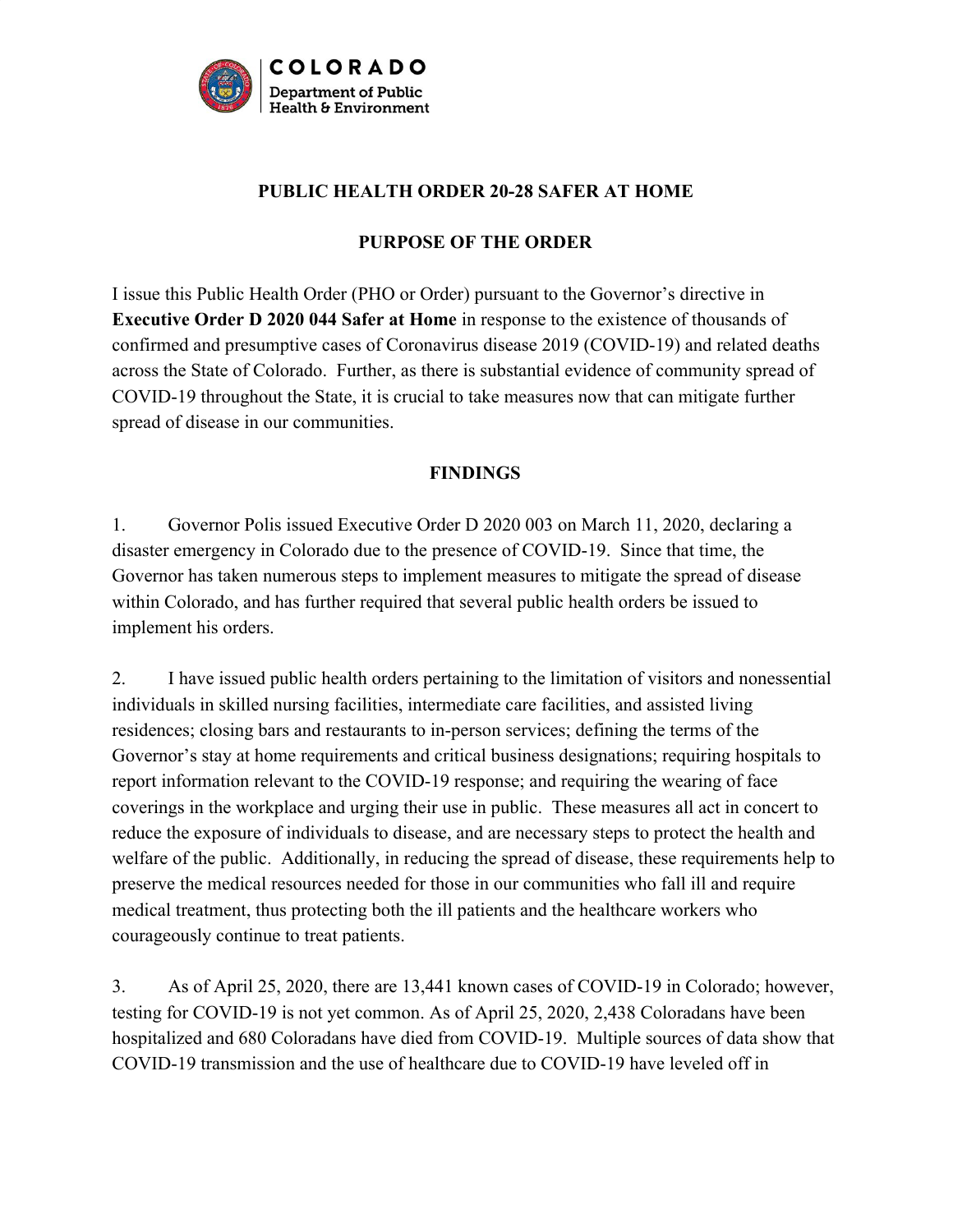# PUBLIC HEALTH ORDER 20-28 SAFER AT HOME

## PURPOSE OF THE ORDER

I issue this Public Health Order (PHO or Order) pursuant to the Governor's directive in **Executive Order D 2020 044 Safer at Home** in response to the existence of thousands of confirmed and presumptive cases of Coronavirus disease 2019 (COVID-19) and related deaths across the State of Colorado. Further, as there is substantial evidence of community spread of COVID-19 throughout the State, it is crucial to take measures now that can mitigate further spread of disease in our communities.

## FINDINGS

1. Governor Polis issued Executive Order D 2020 003 on March 11, 2020, declaring a disaster emergency in Colorado due to the presence of COVID-19. Since that time, the Governor has taken numerous steps to implement measures to mitigate the spread of disease within Colorado, and has further required that several public health orders be issued to implement his orders.

2. I have issued public health orders pertaining to the limitation of visitors and nonessential individuals in skilled nursing facilities, intermediate care facilities, and assisted living residences; closing bars and restaurants to in-person services; defining the terms of the Governor's stay at home requirements and critical business designations; requiring hospitals to report information relevant to the COVID-19 response; and requiring the wearing of face coverings in the workplace and urging their use in public. These measures all act in concert to reduce the exposure of individuals to disease, and are necessary steps to protect the health and welfare of the public. Additionally, in reducing the spread of disease, these requirements help to preserve the medical resources needed for those in our communities who fall ill and require medical treatment, thus protecting both the ill patients and the healthcare workers who courageously continue to treat patients.

3. As of April 25, 2020, there are 13,441 known cases of COVID-19 in Colorado; however, testing for COVID-19 is not yet common. As of April 25, 2020, 2,438 Coloradans have been hospitalized and 680 Coloradans have died from COVID-19. Multiple sources of data show that COVID-19 transmission and the use of healthcare due to COVID-19 have leveled off in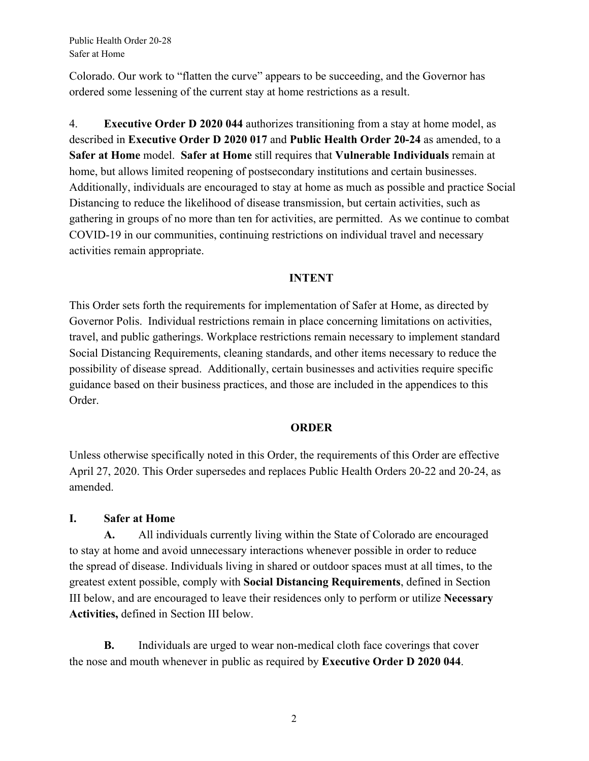Colorado. Our work to “flatten the curve” appears to be succeeding, and the Governor has ordered some lessening of the current stay at home restrictions as a result.

4. **Executive Order D 2020 044** authorizes transitioning from a stay at home model, as described in **Executive Order D 2020 017** and **Public Health Order 20-24** as amended, to a **Safer at Home** model. **Safer at Home** still requires that **Vulnerable Individuals** remain at home, but allows limited reopening of postsecondary institutions and certain businesses. Additionally, individuals are encouraged to stay at home as much as possible and practice Social Distancing to reduce the likelihood of disease transmission, but certain activities, such as gathering in groups of no more than ten for activities, are permitted. As we continue to combat COVID-19 in our communities, continuing restrictions on individual travel and necessary activities remain appropriate.

## INTENT

This Order sets forth the requirements for implementation of Safer at Home, as directed by Governor Polis. Individual restrictions remain in place concerning limitations on activities, travel, and public gatherings. Workplace restrictions remain necessary to implement standard Social Distancing Requirements, cleaning standards, and other items necessary to reduce the possibility of disease spread. Additionally, certain businesses and activities require specific guidance based on their business practices, and those are included in the appendices to this Order.

## ORDER

Unless otherwise specifically noted in this Order, the requirements of this Order are effective April 27, 2020. This Order supersedes and replaces Public Health Orders 20-22 and 20-24, as amended.

### I. Safer at Home

**A.** All individuals currently living within the State of Colorado are encouraged to stay at home and avoid unnecessary interactions whenever possible in order to reduce the spread of disease. Individuals living in shared or outdoor spaces must at all times, to the greatest extent possible, comply with **Social Distancing Requirements**, defined in Section III below, and are encouraged to leave their residences only to perform or utilize **Necessary Activities,** defined in Section III below.

**B.** Individuals are urged to wear non-medical cloth face coverings that cover the nose and mouth whenever in public as required by **Executive Order D 2020 044**.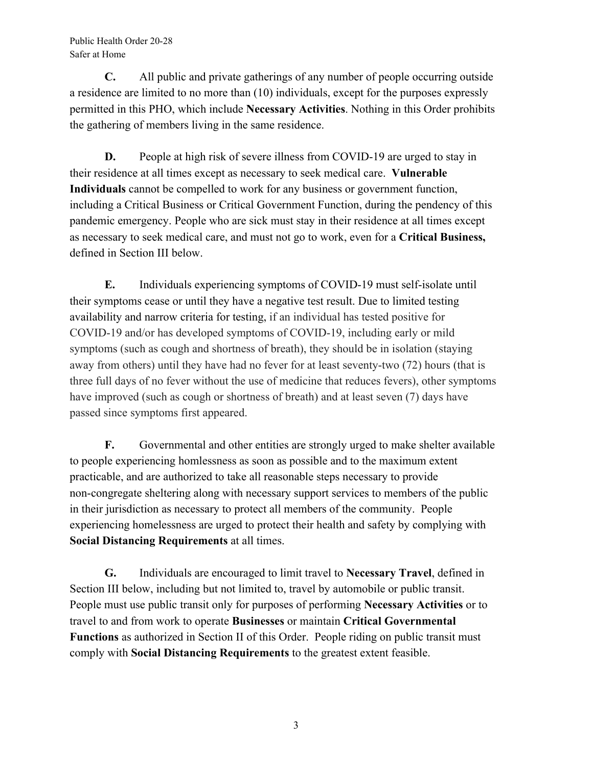**C.** All public and private gatherings of any number of people occurring outside a residence are limited to no more than (10) individuals, except for the purposes expressly permitted in this PHO, which include **Necessary Activities**. Nothing in this Order prohibits the gathering of members living in the same residence.

**D.** People at high risk of severe illness from COVID-19 are urged to stay in their residence at all times except as necessary to seek medical care. **Vulnerable Individuals** cannot be compelled to work for any business or government function, including a Critical Business or Critical Government Function, during the pendency of this pandemic emergency. People who are sick must stay in their residence at all times except as necessary to seek medical care, and must not go to work, even for a **Critical Business,** defined in Section III below.

**E.** Individuals experiencing symptoms of COVID-19 must self-isolate until their symptoms cease or until they have a negative test result. Due to limited testing availability and narrow criteria for testing, if an individual has tested positive for COVID-19 and/or has developed symptoms of COVID-19, including early or mild symptoms (such as cough and shortness of breath), they should be in isolation (staying away from others) until they have had no fever for at least seventy-two (72) hours (that is three full days of no fever without the use of medicine that reduces fevers), other symptoms have improved (such as cough or shortness of breath) and at least seven (7) days have passed since symptoms first appeared.

**F.** Governmental and other entities are strongly urged to make shelter available to people experiencing homlessness as soon as possible and to the maximum extent practicable, and are authorized to take all reasonable steps necessary to provide non-congregate sheltering along with necessary support services to members of the public in their jurisdiction as necessary to protect all members of the community. People experiencing homelessness are urged to protect their health and safety by complying with **Social Distancing Requirements** at all times.

**G.** Individuals are encouraged to limit travel to **Necessary Travel**, defined in Section III below, including but not limited to, travel by automobile or public transit. People must use public transit only for purposes of performing **Necessary Activities** or to travel to and from work to operate **Businesses** or maintain **Critical Governmental Functions** as authorized in Section II of this Order. People riding on public transit must comply with **Social Distancing Requirements** to the greatest extent feasible.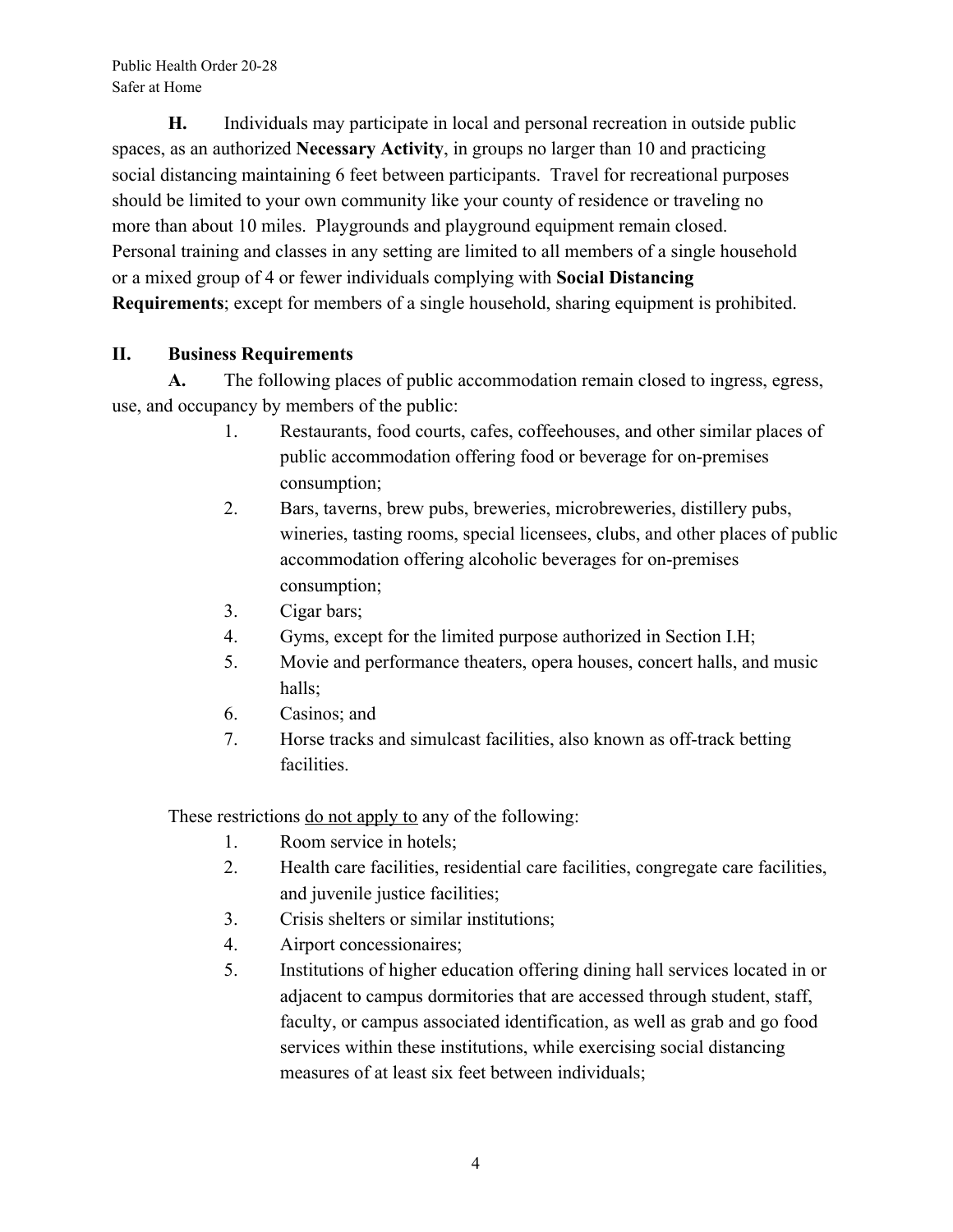**H.** Individuals may participate in local and personal recreation in outside public spaces, as an authorized **Necessary Activity**, in groups no larger than 10 and practicing social distancing maintaining 6 feet between participants. Travel for recreational purposes should be limited to your own community like your county of residence or traveling no more than about 10 miles. Playgrounds and playground equipment remain closed. Personal training and classes in any setting are limited to all members of a single household or a mixed group of 4 or fewer individuals complying with **Social Distancing Requirements**; except for members of a single household, sharing equipment is prohibited.

## II. Business Requirements

**A.** The following places of public accommodation remain closed to ingress, egress, use, and occupancy by members of the public:

1. Restaurants, food courts, cafes, coffeehouses, and other similar places of public accommodation offering food or beverage for on-premises consumption;
2. Bars, taverns, brew pubs, breweries, microbreweries, distillery pubs, wineries, tasting rooms, special licensees, clubs, and other places of public accommodation offering alcoholic beverages for on-premises consumption;
3. Cigar bars;
4. Gyms, except for the limited purpose authorized in Section I.H;
5. Movie and performance theaters, opera houses, concert halls, and music halls;
6. Casinos; and
7. Horse tracks and simulcast facilities, also known as off-track betting facilities.

These restrictions <u>do not apply to</u> any of the following:

1. Room service in hotels;
2. Health care facilities, residential care facilities, congregate care facilities, and juvenile justice facilities;
3. Crisis shelters or similar institutions;
4. Airport concessionaires;
5. Institutions of higher education offering dining hall services located in or adjacent to campus dormitories that are accessed through student, staff, faculty, or campus associated identification, as well as grab and go food services within these institutions, while exercising social distancing measures of at least six feet between individuals;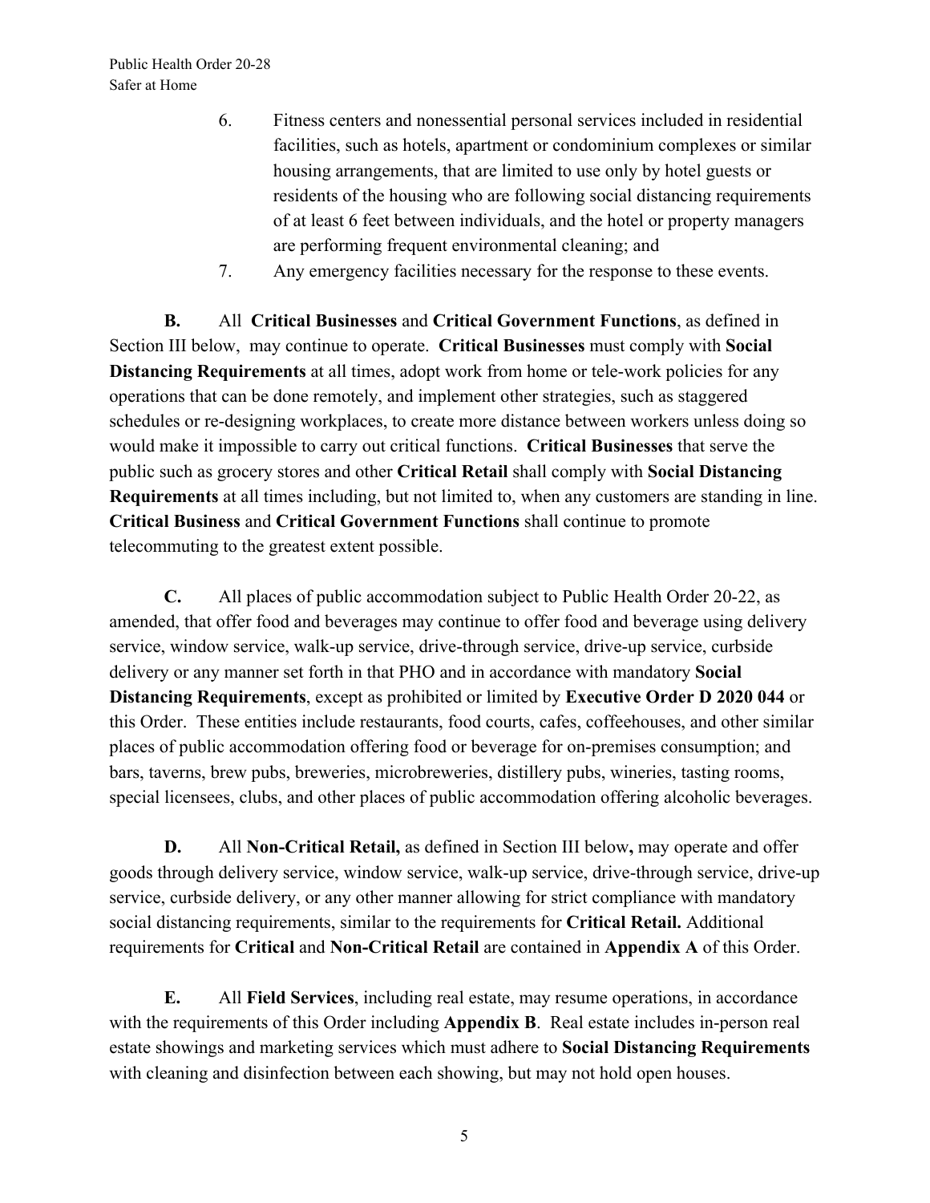6. Fitness centers and nonessential personal services included in residential facilities, such as hotels, apartment or condominium complexes or similar housing arrangements, that are limited to use only by hotel guests or residents of the housing who are following social distancing requirements of at least 6 feet between individuals, and the hotel or property managers are performing frequent environmental cleaning; and
7. Any emergency facilities necessary for the response to these events.

**B.** All **Critical Businesses** and **Critical Government Functions**, as defined in Section III below, may continue to operate. **Critical Businesses** must comply with **Social Distancing Requirements** at all times, adopt work from home or tele-work policies for any operations that can be done remotely, and implement other strategies, such as staggered schedules or re-designing workplaces, to create more distance between workers unless doing so would make it impossible to carry out critical functions. **Critical Businesses** that serve the public such as grocery stores and other **Critical Retail** shall comply with **Social Distancing Requirements** at all times including, but not limited to, when any customers are standing in line. **Critical Business** and **Critical Government Functions** shall continue to promote telecommuting to the greatest extent possible.

**C.** All places of public accommodation subject to Public Health Order 20-22, as amended, that offer food and beverages may continue to offer food and beverage using delivery service, window service, walk-up service, drive-through service, drive-up service, curbside delivery or any manner set forth in that PHO and in accordance with mandatory **Social Distancing Requirements**, except as prohibited or limited by **Executive Order D 2020 044** or this Order. These entities include restaurants, food courts, cafes, coffeehouses, and other similar places of public accommodation offering food or beverage for on-premises consumption; and bars, taverns, brew pubs, breweries, microbreweries, distillery pubs, wineries, tasting rooms, special licensees, clubs, and other places of public accommodation offering alcoholic beverages.

**D.** All **Non-Critical Retail,** as defined in Section III below**,** may operate and offer goods through delivery service, window service, walk-up service, drive-through service, drive-up service, curbside delivery, or any other manner allowing for strict compliance with mandatory social distancing requirements, similar to the requirements for **Critical Retail.** Additional requirements for **Critical** and **Non-Critical Retail** are contained in **Appendix A** of this Order.

**E.** All **Field Services**, including real estate, may resume operations, in accordance with the requirements of this Order including **Appendix B**. Real estate includes in-person real estate showings and marketing services which must adhere to **Social Distancing Requirements** with cleaning and disinfection between each showing, but may not hold open houses.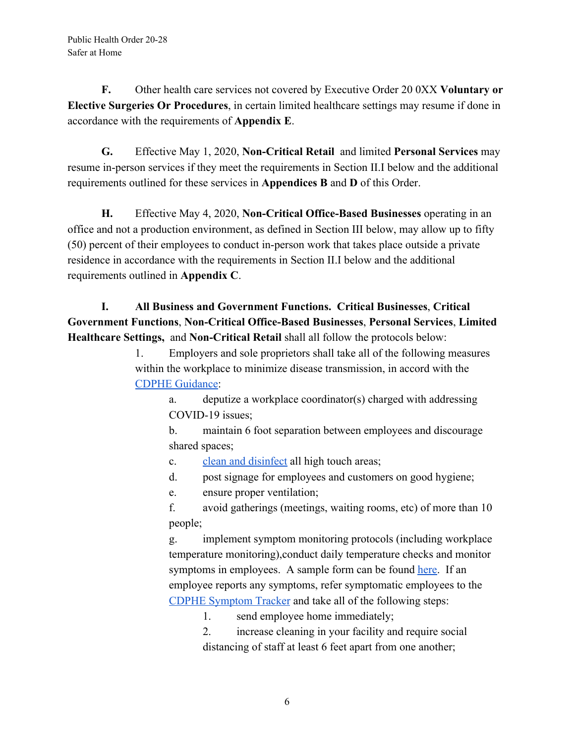**F.** Other health care services not covered by Executive Order 20 0XX **Voluntary or Elective Surgeries Or Procedures**, in certain limited healthcare settings may resume if done in accordance with the requirements of **Appendix E**.

**G.** Effective May 1, 2020, **Non-Critical Retail** and limited **Personal Services** may resume in-person services if they meet the requirements in Section II.I below and the additional requirements outlined for these services in **Appendices B** and **D** of this Order.

**H.** Effective May 4, 2020, **Non-Critical Office-Based Businesses** operating in an office and not a production environment, as defined in Section III below, may allow up to fifty (50) percent of their employees to conduct in-person work that takes place outside a private residence in accordance with the requirements in Section II.I below and the additional requirements outlined in **Appendix C**.

**I. All Business and Government Functions. Critical Businesses**, **Critical Government Functions**, **Non-Critical Office-Based Businesses**, **Personal Services**, **Limited Healthcare Settings,** and **Non-Critical Retail** shall all follow the protocols below:

1. Employers and sole proprietors shall take all of the following measures within the workplace to minimize disease transmission, in accord with the CDPHE Guidance:
   a. deputize a workplace coordinator(s) charged with addressing COVID-19 issues;
   b. maintain 6 foot separation between employees and discourage shared spaces;
   c. clean and disinfect all high touch areas;
   d. post signage for employees and customers on good hygiene;
   e. ensure proper ventilation;
   f. avoid gatherings (meetings, waiting rooms, etc) of more than 10 people;
   g. implement symptom monitoring protocols (including workplace temperature monitoring),conduct daily temperature checks and monitor symptoms in employees. A sample form can be found here. If an employee reports any symptoms, refer symptomatic employees to the CDPHE Symptom Tracker and take all of the following steps:
      1. send employee home immediately;
      2. increase cleaning in your facility and require social distancing of staff at least 6 feet apart from one another;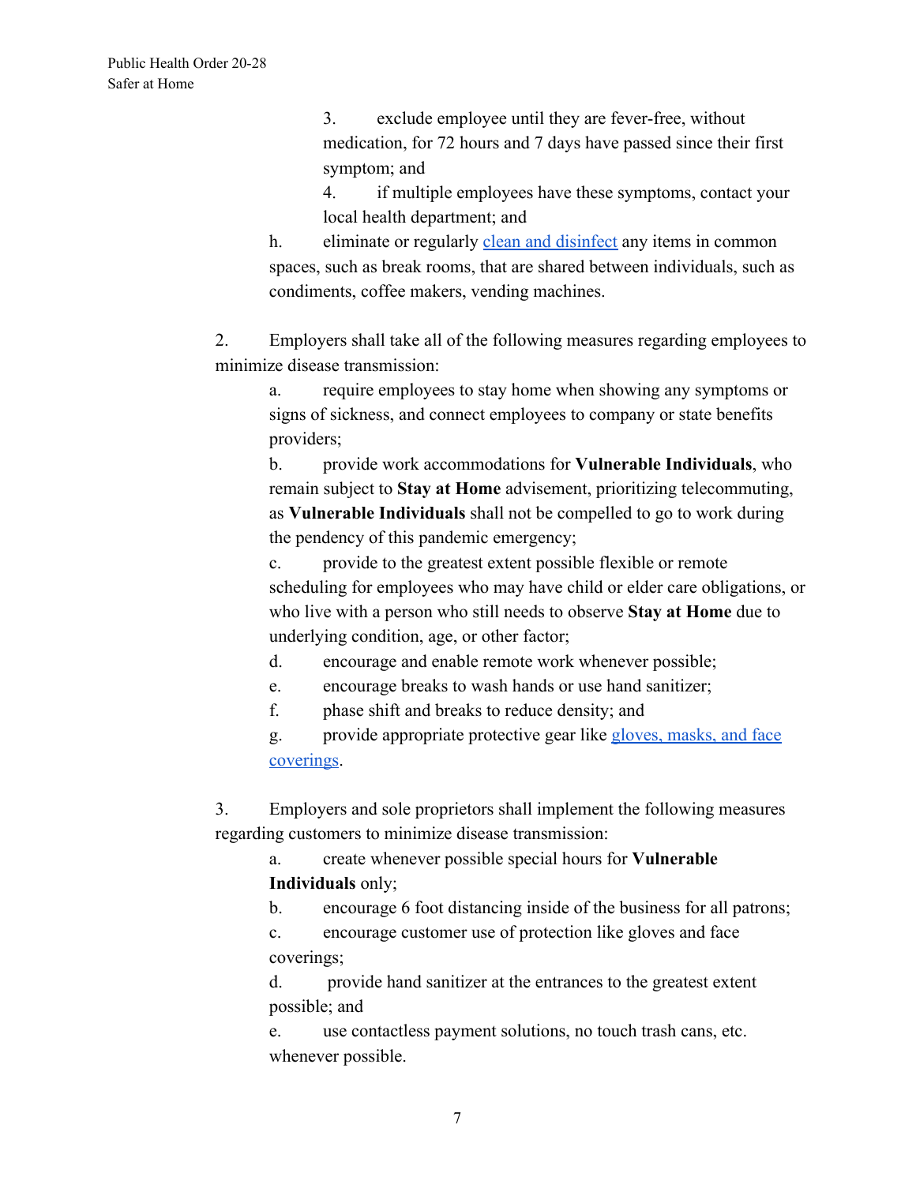3. exclude employee until they are fever-free, without medication, for 72 hours and 7 days have passed since their first symptom; and

4. if multiple employees have these symptoms, contact your local health department; and

h. eliminate or regularly [clean and disinfect](#) any items in common spaces, such as break rooms, that are shared between individuals, such as condiments, coffee makers, vending machines.

2. Employers shall take all of the following measures regarding employees to minimize disease transmission:

a. require employees to stay home when showing any symptoms or signs of sickness, and connect employees to company or state benefits providers;

b. provide work accommodations for **Vulnerable Individuals**, who remain subject to **Stay at Home** advisement, prioritizing telecommuting, as **Vulnerable Individuals** shall not be compelled to go to work during the pendency of this pandemic emergency;

c. provide to the greatest extent possible flexible or remote scheduling for employees who may have child or elder care obligations, or who live with a person who still needs to observe **Stay at Home** due to underlying condition, age, or other factor;

d. encourage and enable remote work whenever possible;

e. encourage breaks to wash hands or use hand sanitizer;

f. phase shift and breaks to reduce density; and

g. provide appropriate protective gear like [gloves, masks, and face coverings](#).

3. Employers and sole proprietors shall implement the following measures regarding customers to minimize disease transmission:

a. create whenever possible special hours for **Vulnerable Individuals** only;

b. encourage 6 foot distancing inside of the business for all patrons;

c. encourage customer use of protection like gloves and face coverings;

d. provide hand sanitizer at the entrances to the greatest extent possible; and

e. use contactless payment solutions, no touch trash cans, etc. whenever possible.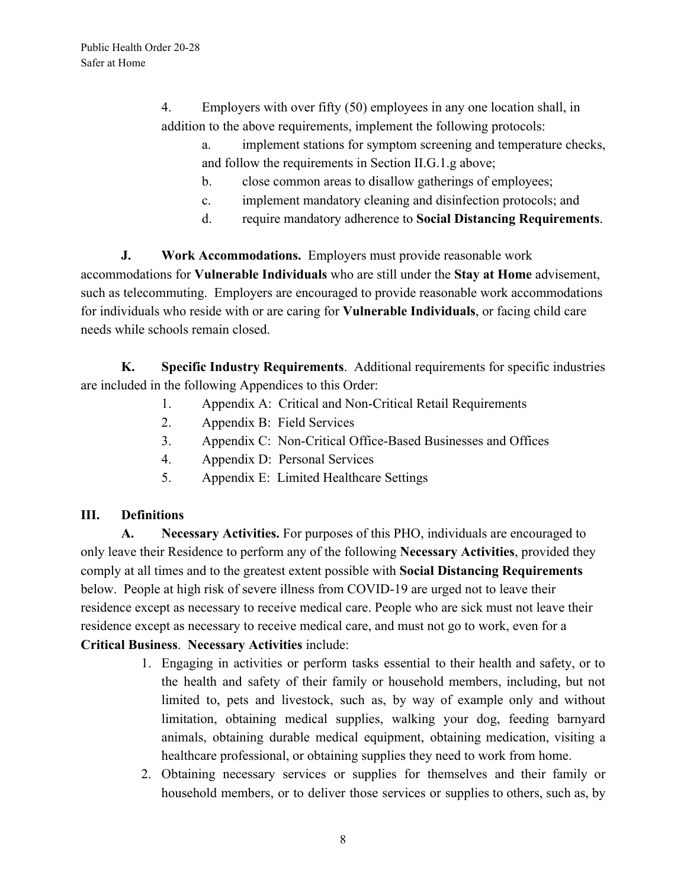4. Employers with over fifty (50) employees in any one location shall, in addition to the above requirements, implement the following protocols:

   a. implement stations for symptom screening and temperature checks, and follow the requirements in Section II.G.1.g above;

   b. close common areas to disallow gatherings of employees;

   c. implement mandatory cleaning and disinfection protocols; and

   d. require mandatory adherence to **Social Distancing Requirements**.

**J. Work Accommodations.** Employers must provide reasonable work accommodations for **Vulnerable Individuals** who are still under the **Stay at Home** advisement, such as telecommuting. Employers are encouraged to provide reasonable work accommodations for individuals who reside with or are caring for **Vulnerable Individuals**, or facing child care needs while schools remain closed.

**K. Specific Industry Requirements**. Additional requirements for specific industries are included in the following Appendices to this Order:

1. Appendix A: Critical and Non-Critical Retail Requirements
2. Appendix B: Field Services
3. Appendix C: Non-Critical Office-Based Businesses and Offices
4. Appendix D: Personal Services
5. Appendix E: Limited Healthcare Settings

## III. Definitions

**A. Necessary Activities.** For purposes of this PHO, individuals are encouraged to only leave their Residence to perform any of the following **Necessary Activities**, provided they comply at all times and to the greatest extent possible with **Social Distancing Requirements** below. People at high risk of severe illness from COVID-19 are urged not to leave their residence except as necessary to receive medical care. People who are sick must not leave their residence except as necessary to receive medical care, and must not go to work, even for a **Critical Business**. **Necessary Activities** include:

1. Engaging in activities or perform tasks essential to their health and safety, or to the health and safety of their family or household members, including, but not limited to, pets and livestock, such as, by way of example only and without limitation, obtaining medical supplies, walking your dog, feeding barnyard animals, obtaining durable medical equipment, obtaining medication, visiting a healthcare professional, or obtaining supplies they need to work from home.
2. Obtaining necessary services or supplies for themselves and their family or household members, or to deliver those services or supplies to others, such as, by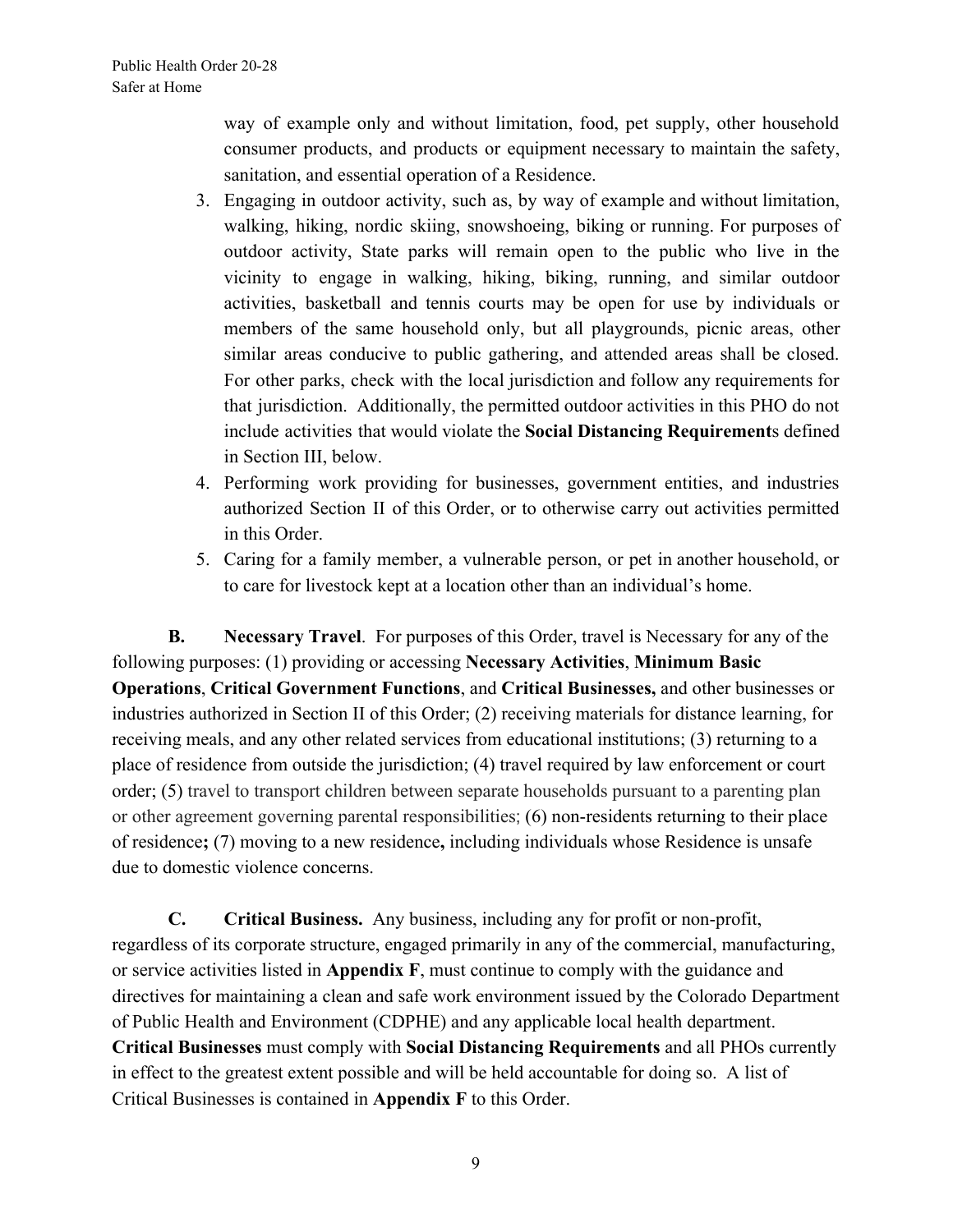way of example only and without limitation, food, pet supply, other household consumer products, and products or equipment necessary to maintain the safety, sanitation, and essential operation of a Residence.

3. Engaging in outdoor activity, such as, by way of example and without limitation, walking, hiking, nordic skiing, snowshoeing, biking or running. For purposes of outdoor activity, State parks will remain open to the public who live in the vicinity to engage in walking, hiking, biking, running, and similar outdoor activities, basketball and tennis courts may be open for use by individuals or members of the same household only, but all playgrounds, picnic areas, other similar areas conducive to public gathering, and attended areas shall be closed. For other parks, check with the local jurisdiction and follow any requirements for that jurisdiction. Additionally, the permitted outdoor activities in this PHO do not include activities that would violate the **Social Distancing Requirement**s defined in Section III, below.
4. Performing work providing for businesses, government entities, and industries authorized Section II of this Order, or to otherwise carry out activities permitted in this Order.
5. Caring for a family member, a vulnerable person, or pet in another household, or to care for livestock kept at a location other than an individual's home.

**B. Necessary Travel**. For purposes of this Order, travel is Necessary for any of the following purposes: (1) providing or accessing **Necessary Activities**, **Minimum Basic Operations**, **Critical Government Functions**, and **Critical Businesses,** and other businesses or industries authorized in Section II of this Order; (2) receiving materials for distance learning, for receiving meals, and any other related services from educational institutions; (3) returning to a place of residence from outside the jurisdiction; (4) travel required by law enforcement or court order; (5) travel to transport children between separate households pursuant to a parenting plan or other agreement governing parental responsibilities; (6) non-residents returning to their place of residence**;** (7) moving to a new residence**,** including individuals whose Residence is unsafe due to domestic violence concerns.

**C. Critical Business.** Any business, including any for profit or non-profit, regardless of its corporate structure, engaged primarily in any of the commercial, manufacturing, or service activities listed in **Appendix F**, must continue to comply with the guidance and directives for maintaining a clean and safe work environment issued by the Colorado Department of Public Health and Environment (CDPHE) and any applicable local health department. **Critical Businesses** must comply with **Social Distancing Requirements** and all PHOs currently in effect to the greatest extent possible and will be held accountable for doing so. A list of Critical Businesses is contained in **Appendix F** to this Order.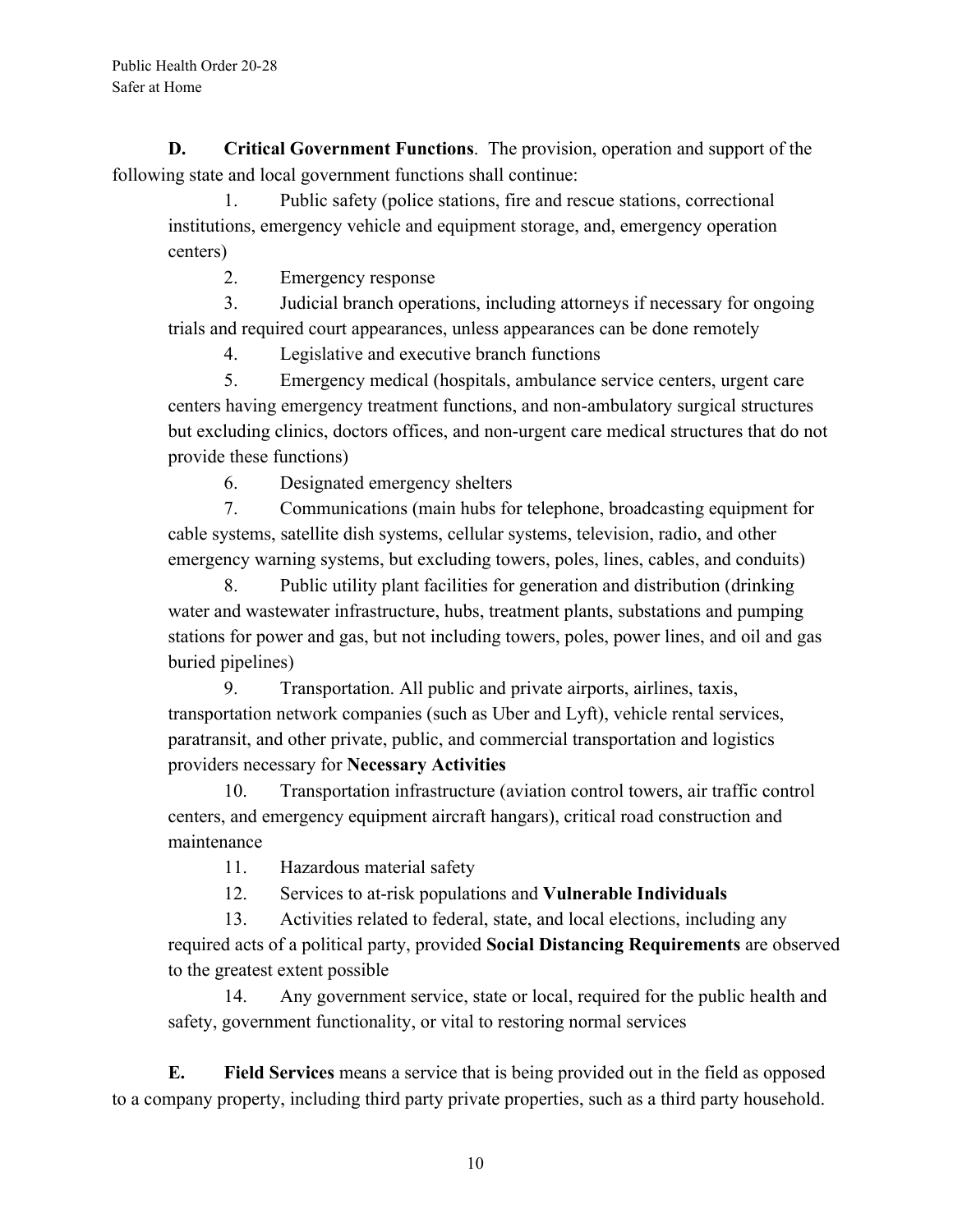**D. Critical Government Functions**. The provision, operation and support of the following state and local government functions shall continue:

1. Public safety (police stations, fire and rescue stations, correctional institutions, emergency vehicle and equipment storage, and, emergency operation centers)
2. Emergency response
3. Judicial branch operations, including attorneys if necessary for ongoing trials and required court appearances, unless appearances can be done remotely
4. Legislative and executive branch functions
5. Emergency medical (hospitals, ambulance service centers, urgent care centers having emergency treatment functions, and non-ambulatory surgical structures but excluding clinics, doctors offices, and non-urgent care medical structures that do not provide these functions)
6. Designated emergency shelters
7. Communications (main hubs for telephone, broadcasting equipment for cable systems, satellite dish systems, cellular systems, television, radio, and other emergency warning systems, but excluding towers, poles, lines, cables, and conduits)
8. Public utility plant facilities for generation and distribution (drinking water and wastewater infrastructure, hubs, treatment plants, substations and pumping stations for power and gas, but not including towers, poles, power lines, and oil and gas buried pipelines)
9. Transportation. All public and private airports, airlines, taxis, transportation network companies (such as Uber and Lyft), vehicle rental services, paratransit, and other private, public, and commercial transportation and logistics providers necessary for **Necessary Activities**
10. Transportation infrastructure (aviation control towers, air traffic control centers, and emergency equipment aircraft hangars), critical road construction and maintenance
11. Hazardous material safety
12. Services to at-risk populations and **Vulnerable Individuals**
13. Activities related to federal, state, and local elections, including any required acts of a political party, provided **Social Distancing Requirements** are observed to the greatest extent possible
14. Any government service, state or local, required for the public health and safety, government functionality, or vital to restoring normal services

**E. Field Services** means a service that is being provided out in the field as opposed to a company property, including third party private properties, such as a third party household.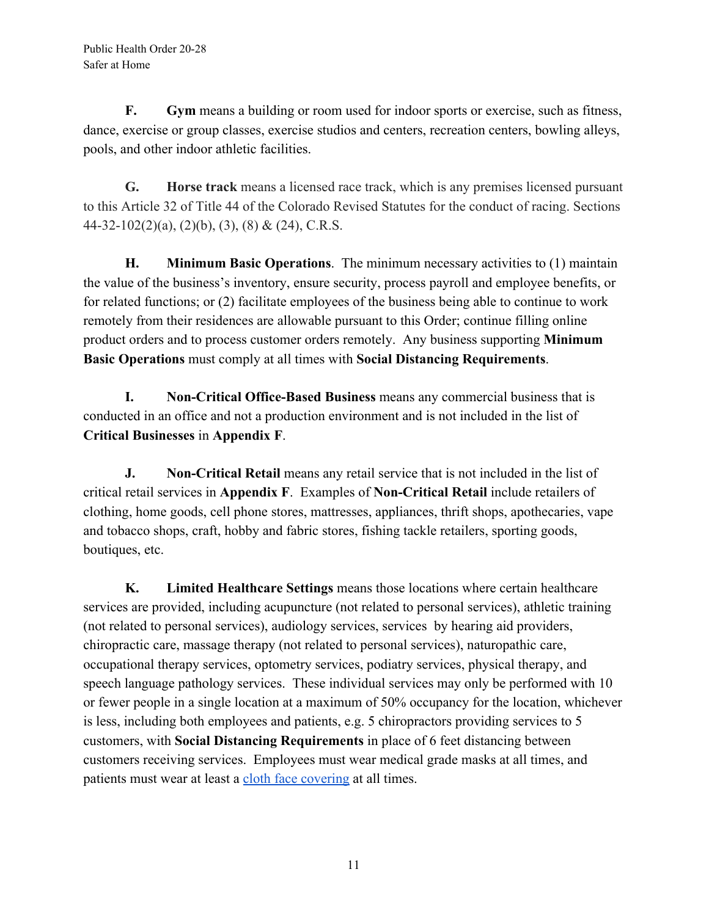**F.** **Gym** means a building or room used for indoor sports or exercise, such as fitness, dance, exercise or group classes, exercise studios and centers, recreation centers, bowling alleys, pools, and other indoor athletic facilities.

**G.** **Horse track** means a licensed race track, which is any premises licensed pursuant to this Article 32 of Title 44 of the Colorado Revised Statutes for the conduct of racing. Sections 44-32-102(2)(a), (2)(b), (3), (8) & (24), C.R.S.

**H.** **Minimum Basic Operations**. The minimum necessary activities to (1) maintain the value of the business's inventory, ensure security, process payroll and employee benefits, or for related functions; or (2) facilitate employees of the business being able to continue to work remotely from their residences are allowable pursuant to this Order; continue filling online product orders and to process customer orders remotely. Any business supporting **Minimum Basic Operations** must comply at all times with **Social Distancing Requirements**.

**I.** **Non-Critical Office-Based Business** means any commercial business that is conducted in an office and not a production environment and is not included in the list of **Critical Businesses** in **Appendix F**.

**J.** **Non-Critical Retail** means any retail service that is not included in the list of critical retail services in **Appendix F**. Examples of **Non-Critical Retail** include retailers of clothing, home goods, cell phone stores, mattresses, appliances, thrift shops, apothecaries, vape and tobacco shops, craft, hobby and fabric stores, fishing tackle retailers, sporting goods, boutiques, etc.

**K.** **Limited Healthcare Settings** means those locations where certain healthcare services are provided, including acupuncture (not related to personal services), athletic training (not related to personal services), audiology services, services by hearing aid providers, chiropractic care, massage therapy (not related to personal services), naturopathic care, occupational therapy services, optometry services, podiatry services, physical therapy, and speech language pathology services. These individual services may only be performed with 10 or fewer people in a single location at a maximum of 50% occupancy for the location, whichever is less, including both employees and patients, e.g. 5 chiropractors providing services to 5 customers, with **Social Distancing Requirements** in place of 6 feet distancing between customers receiving services. Employees must wear medical grade masks at all times, and patients must wear at least a cloth face covering at all times.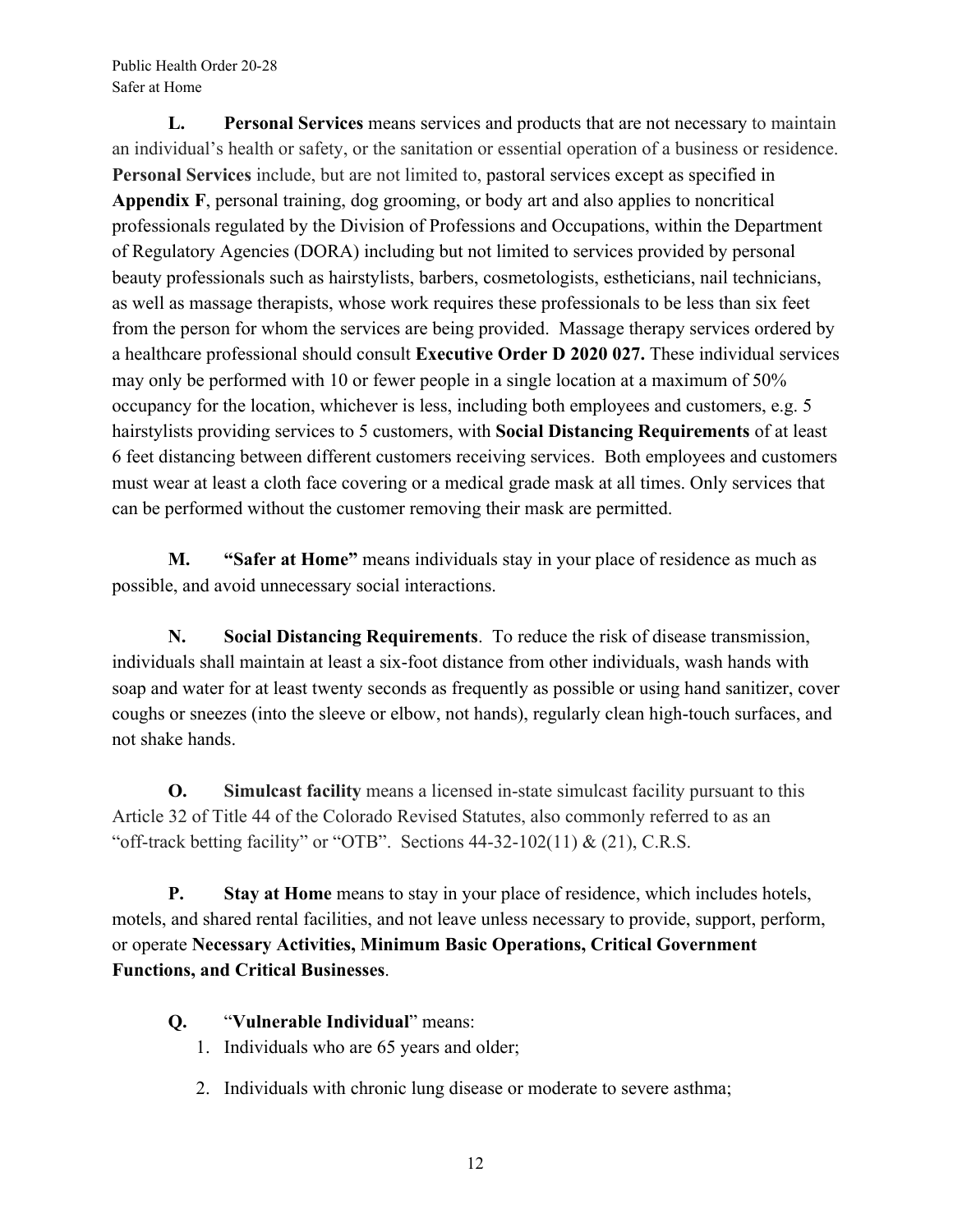**L. Personal Services** means services and products that are not necessary to maintain an individual's health or safety, or the sanitation or essential operation of a business or residence. **Personal Services** include, but are not limited to, pastoral services except as specified in **Appendix F**, personal training, dog grooming, or body art and also applies to noncritical professionals regulated by the Division of Professions and Occupations, within the Department of Regulatory Agencies (DORA) including but not limited to services provided by personal beauty professionals such as hairstylists, barbers, cosmetologists, estheticians, nail technicians, as well as massage therapists, whose work requires these professionals to be less than six feet from the person for whom the services are being provided. Massage therapy services ordered by a healthcare professional should consult **Executive Order D 2020 027.** These individual services may only be performed with 10 or fewer people in a single location at a maximum of 50% occupancy for the location, whichever is less, including both employees and customers, e.g. 5 hairstylists providing services to 5 customers, with **Social Distancing Requirements** of at least 6 feet distancing between different customers receiving services. Both employees and customers must wear at least a cloth face covering or a medical grade mask at all times. Only services that can be performed without the customer removing their mask are permitted.

**M. "Safer at Home"** means individuals stay in your place of residence as much as possible, and avoid unnecessary social interactions.

**N. Social Distancing Requirements**. To reduce the risk of disease transmission, individuals shall maintain at least a six-foot distance from other individuals, wash hands with soap and water for at least twenty seconds as frequently as possible or using hand sanitizer, cover coughs or sneezes (into the sleeve or elbow, not hands), regularly clean high-touch surfaces, and not shake hands.

**O. Simulcast facility** means a licensed in-state simulcast facility pursuant to this Article 32 of Title 44 of the Colorado Revised Statutes, also commonly referred to as an "off-track betting facility" or "OTB". Sections 44-32-102(11) & (21), C.R.S.

**P. Stay at Home** means to stay in your place of residence, which includes hotels, motels, and shared rental facilities, and not leave unless necessary to provide, support, perform, or operate **Necessary Activities, Minimum Basic Operations, Critical Government Functions, and Critical Businesses**.

**Q.** "**Vulnerable Individual**" means:

1. Individuals who are 65 years and older;
2. Individuals with chronic lung disease or moderate to severe asthma;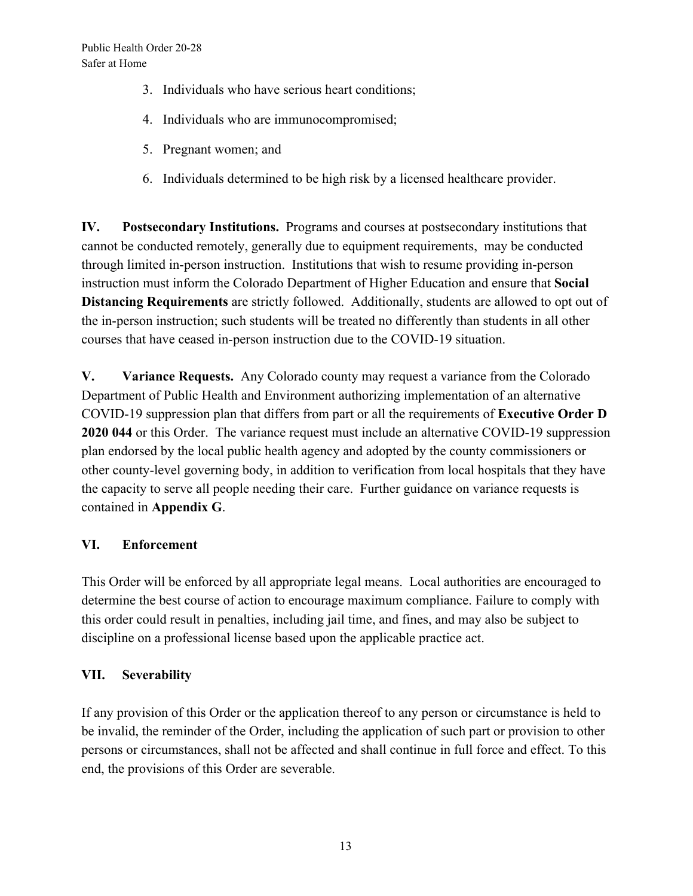3. Individuals who have serious heart conditions;
4. Individuals who are immunocompromised;
5. Pregnant women; and
6. Individuals determined to be high risk by a licensed healthcare provider.

**IV. Postsecondary Institutions.** Programs and courses at postsecondary institutions that cannot be conducted remotely, generally due to equipment requirements, may be conducted through limited in-person instruction. Institutions that wish to resume providing in-person instruction must inform the Colorado Department of Higher Education and ensure that **Social Distancing Requirements** are strictly followed. Additionally, students are allowed to opt out of the in-person instruction; such students will be treated no differently than students in all other courses that have ceased in-person instruction due to the COVID-19 situation.

**V. Variance Requests.** Any Colorado county may request a variance from the Colorado Department of Public Health and Environment authorizing implementation of an alternative COVID-19 suppression plan that differs from part or all the requirements of **Executive Order D 2020 044** or this Order. The variance request must include an alternative COVID-19 suppression plan endorsed by the local public health agency and adopted by the county commissioners or other county-level governing body, in addition to verification from local hospitals that they have the capacity to serve all people needing their care. Further guidance on variance requests is contained in **Appendix G**.

## VI. Enforcement

This Order will be enforced by all appropriate legal means. Local authorities are encouraged to determine the best course of action to encourage maximum compliance. Failure to comply with this order could result in penalties, including jail time, and fines, and may also be subject to discipline on a professional license based upon the applicable practice act.

## VII. Severability

If any provision of this Order or the application thereof to any person or circumstance is held to be invalid, the reminder of the Order, including the application of such part or provision to other persons or circumstances, shall not be affected and shall continue in full force and effect. To this end, the provisions of this Order are severable.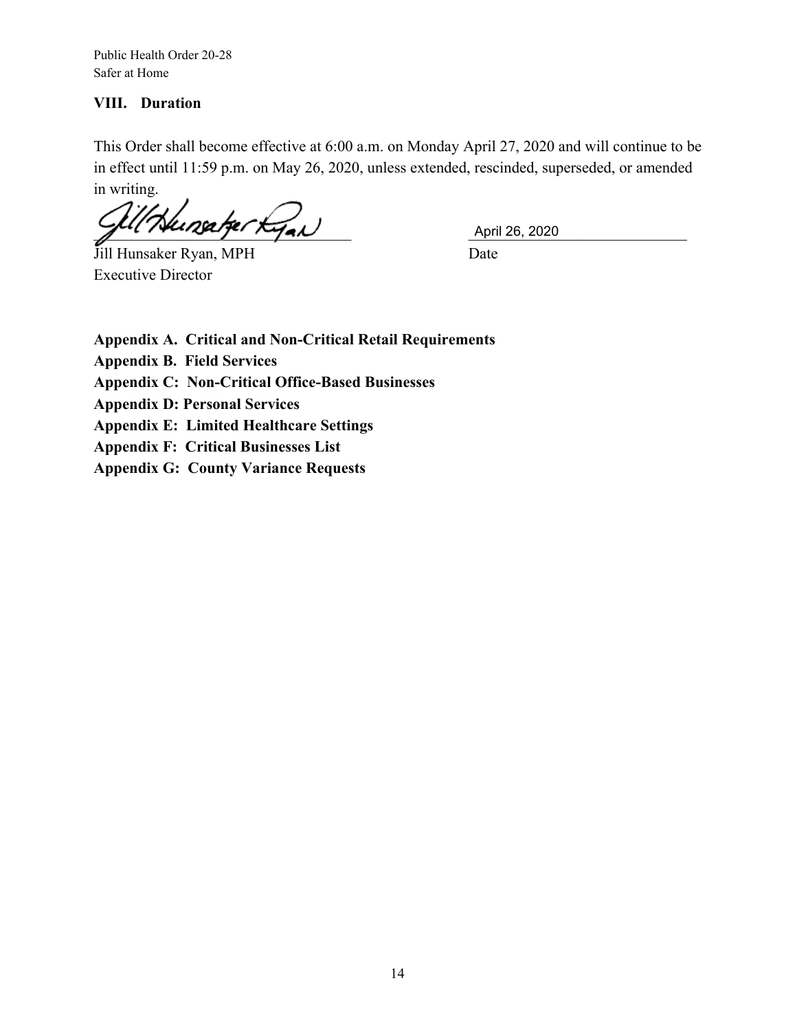## VIII. Duration

This Order shall become effective at 6:00 a.m. on Monday April 27, 2020 and will continue to be in effect until 11:59 p.m. on May 26, 2020, unless extended, rescinded, superseded, or amended in writing.

Jill Hunsaker Ryan, MPH
Executive Director

Date: April 26, 2020

**Appendix A. Critical and Non-Critical Retail Requirements**
**Appendix B. Field Services**
**Appendix C: Non-Critical Office-Based Businesses**
**Appendix D: Personal Services**
**Appendix E: Limited Healthcare Settings**
**Appendix F: Critical Businesses List**
**Appendix G: County Variance Requests**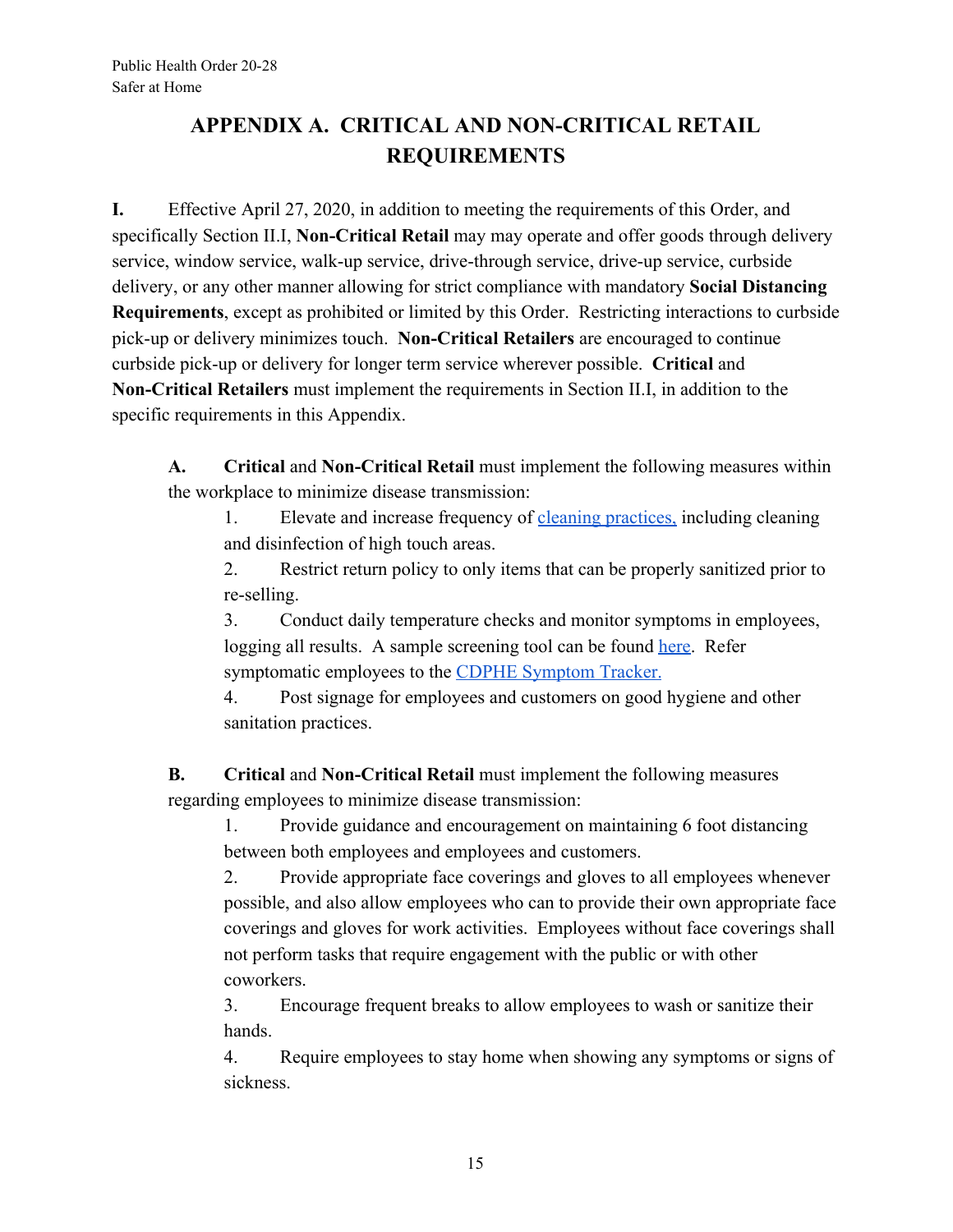# APPENDIX A. CRITICAL AND NON-CRITICAL RETAIL REQUIREMENTS

**I.** Effective April 27, 2020, in addition to meeting the requirements of this Order, and specifically Section II.I, **Non-Critical Retail** may may operate and offer goods through delivery service, window service, walk-up service, drive-through service, drive-up service, curbside delivery, or any other manner allowing for strict compliance with mandatory **Social Distancing Requirements**, except as prohibited or limited by this Order. Restricting interactions to curbside pick-up or delivery minimizes touch. **Non-Critical Retailers** are encouraged to continue curbside pick-up or delivery for longer term service wherever possible. **Critical** and **Non-Critical Retailers** must implement the requirements in Section II.I, in addition to the specific requirements in this Appendix.

**A.** **Critical** and **Non-Critical Retail** must implement the following measures within the workplace to minimize disease transmission:

1. Elevate and increase frequency of cleaning practices, including cleaning and disinfection of high touch areas.
2. Restrict return policy to only items that can be properly sanitized prior to re-selling.
3. Conduct daily temperature checks and monitor symptoms in employees, logging all results. A sample screening tool can be found here. Refer symptomatic employees to the CDPHE Symptom Tracker.
4. Post signage for employees and customers on good hygiene and other sanitation practices.

**B.** **Critical** and **Non-Critical Retail** must implement the following measures regarding employees to minimize disease transmission:

1. Provide guidance and encouragement on maintaining 6 foot distancing between both employees and employees and customers.
2. Provide appropriate face coverings and gloves to all employees whenever possible, and also allow employees who can to provide their own appropriate face coverings and gloves for work activities. Employees without face coverings shall not perform tasks that require engagement with the public or with other coworkers.
3. Encourage frequent breaks to allow employees to wash or sanitize their hands.
4. Require employees to stay home when showing any symptoms or signs of sickness.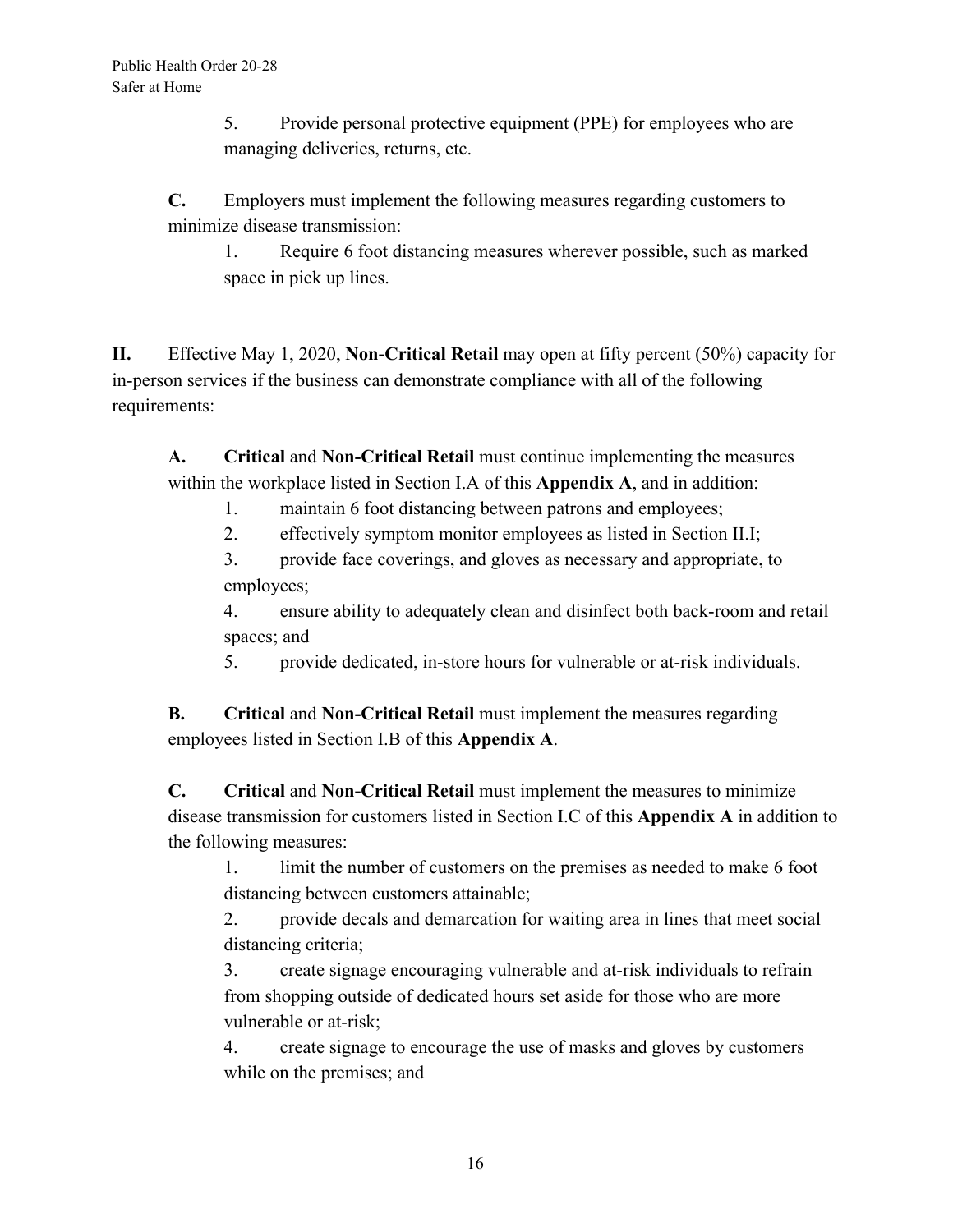5. Provide personal protective equipment (PPE) for employees who are managing deliveries, returns, etc.

**C.** Employers must implement the following measures regarding customers to minimize disease transmission:

1. Require 6 foot distancing measures wherever possible, such as marked space in pick up lines.

**II.** Effective May 1, 2020, **Non-Critical Retail** may open at fifty percent (50%) capacity for in-person services if the business can demonstrate compliance with all of the following requirements:

**A.** **Critical** and **Non-Critical Retail** must continue implementing the measures within the workplace listed in Section I.A of this **Appendix A**, and in addition:

1. maintain 6 foot distancing between patrons and employees;
2. effectively symptom monitor employees as listed in Section II.I;
3. provide face coverings, and gloves as necessary and appropriate, to employees;
4. ensure ability to adequately clean and disinfect both back-room and retail spaces; and
5. provide dedicated, in-store hours for vulnerable or at-risk individuals.

**B.** **Critical** and **Non-Critical Retail** must implement the measures regarding employees listed in Section I.B of this **Appendix A**.

**C.** **Critical** and **Non-Critical Retail** must implement the measures to minimize disease transmission for customers listed in Section I.C of this **Appendix A** in addition to the following measures:

1. limit the number of customers on the premises as needed to make 6 foot distancing between customers attainable;
2. provide decals and demarcation for waiting area in lines that meet social distancing criteria;
3. create signage encouraging vulnerable and at-risk individuals to refrain from shopping outside of dedicated hours set aside for those who are more vulnerable or at-risk;
4. create signage to encourage the use of masks and gloves by customers while on the premises; and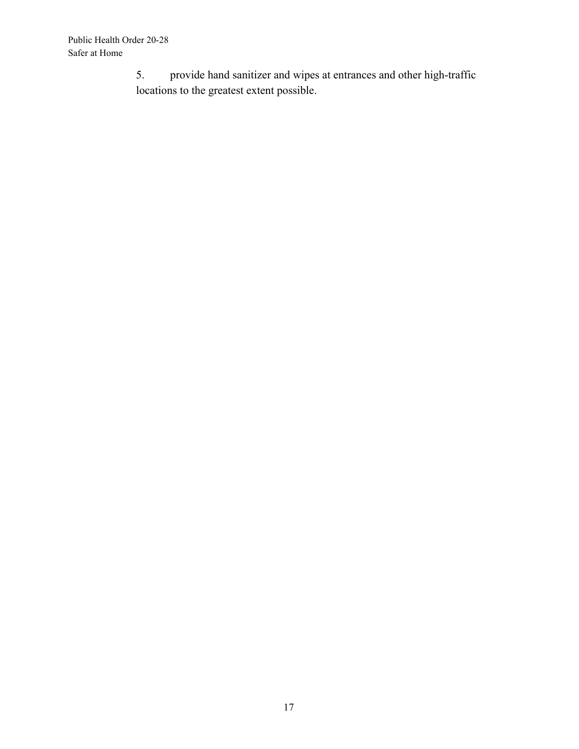5. provide hand sanitizer and wipes at entrances and other high-traffic locations to the greatest extent possible.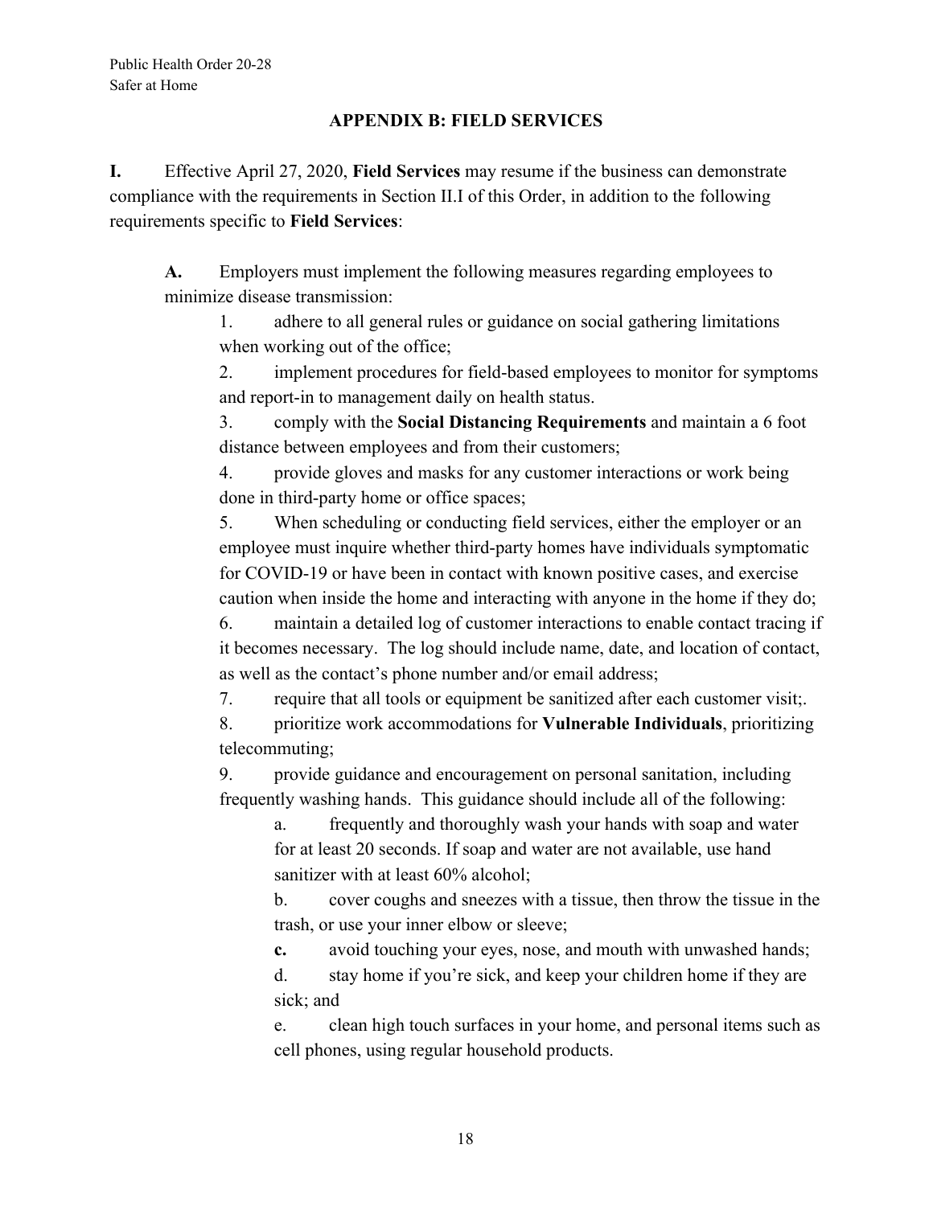## APPENDIX B: FIELD SERVICES

**I.** Effective April 27, 2020, **Field Services** may resume if the business can demonstrate compliance with the requirements in Section II.I of this Order, in addition to the following requirements specific to **Field Services**:

**A.** Employers must implement the following measures regarding employees to minimize disease transmission:

1. adhere to all general rules or guidance on social gathering limitations when working out of the office;
2. implement procedures for field-based employees to monitor for symptoms and report-in to management daily on health status.
3. comply with the **Social Distancing Requirements** and maintain a 6 foot distance between employees and from their customers;
4. provide gloves and masks for any customer interactions or work being done in third-party home or office spaces;
5. When scheduling or conducting field services, either the employer or an employee must inquire whether third-party homes have individuals symptomatic for COVID-19 or have been in contact with known positive cases, and exercise caution when inside the home and interacting with anyone in the home if they do;
6. maintain a detailed log of customer interactions to enable contact tracing if it becomes necessary. The log should include name, date, and location of contact, as well as the contact's phone number and/or email address;
7. require that all tools or equipment be sanitized after each customer visit;.
8. prioritize work accommodations for **Vulnerable Individuals**, prioritizing telecommuting;
9. provide guidance and encouragement on personal sanitation, including frequently washing hands. This guidance should include all of the following:
    a. frequently and thoroughly wash your hands with soap and water for at least 20 seconds. If soap and water are not available, use hand sanitizer with at least 60% alcohol;
    b. cover coughs and sneezes with a tissue, then throw the tissue in the trash, or use your inner elbow or sleeve;
    **c.** avoid touching your eyes, nose, and mouth with unwashed hands;
    d. stay home if you're sick, and keep your children home if they are sick; and
    e. clean high touch surfaces in your home, and personal items such as cell phones, using regular household products.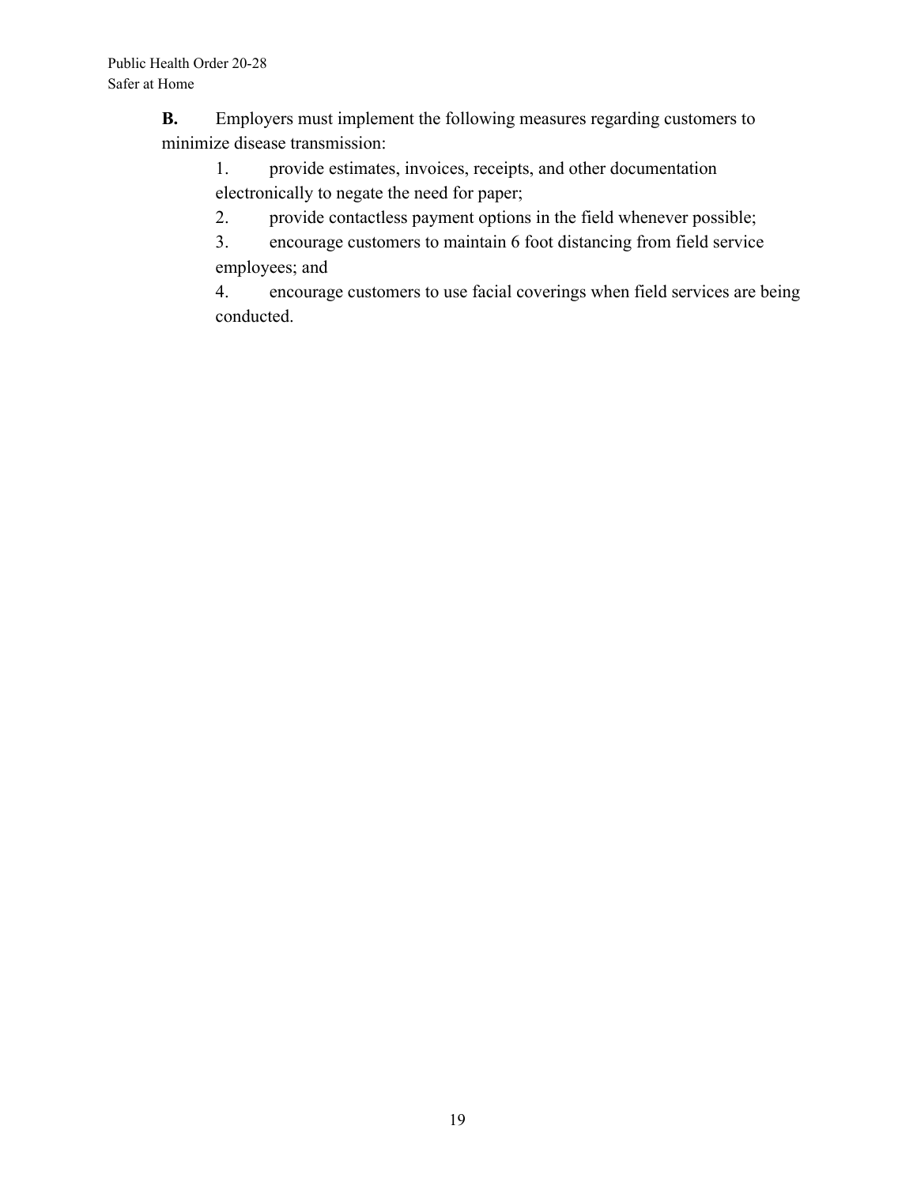**B.** Employers must implement the following measures regarding customers to minimize disease transmission:

1. provide estimates, invoices, receipts, and other documentation electronically to negate the need for paper;
2. provide contactless payment options in the field whenever possible;
3. encourage customers to maintain 6 foot distancing from field service employees; and
4. encourage customers to use facial coverings when field services are being conducted.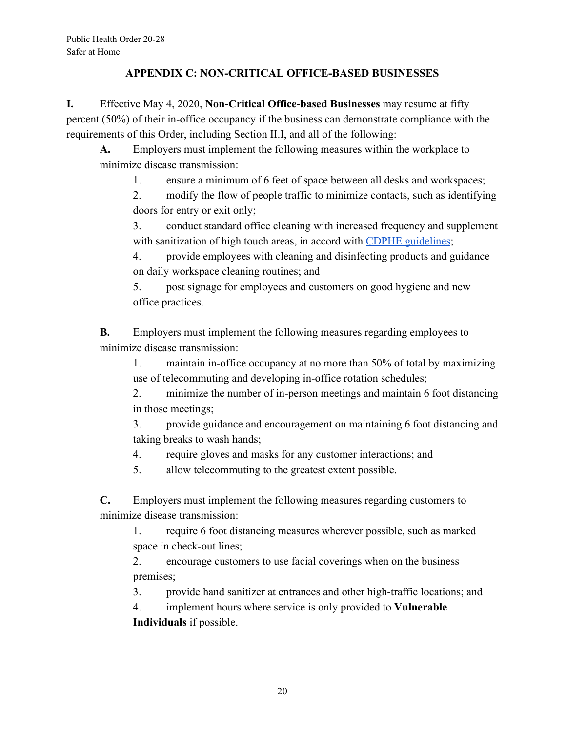## APPENDIX C: NON-CRITICAL OFFICE-BASED BUSINESSES

**I.** Effective May 4, 2020, **Non-Critical Office-based Businesses** may resume at fifty percent (50%) of their in-office occupancy if the business can demonstrate compliance with the requirements of this Order, including Section II.I, and all of the following:

**A.** Employers must implement the following measures within the workplace to minimize disease transmission:

1. ensure a minimum of 6 feet of space between all desks and workspaces;
2. modify the flow of people traffic to minimize contacts, such as identifying doors for entry or exit only;
3. conduct standard office cleaning with increased frequency and supplement with sanitization of high touch areas, in accord with [CDPHE guidelines](#);
4. provide employees with cleaning and disinfecting products and guidance on daily workspace cleaning routines; and
5. post signage for employees and customers on good hygiene and new office practices.

**B.** Employers must implement the following measures regarding employees to minimize disease transmission:

1. maintain in-office occupancy at no more than 50% of total by maximizing use of telecommuting and developing in-office rotation schedules;
2. minimize the number of in-person meetings and maintain 6 foot distancing in those meetings;
3. provide guidance and encouragement on maintaining 6 foot distancing and taking breaks to wash hands;
4. require gloves and masks for any customer interactions; and
5. allow telecommuting to the greatest extent possible.

**C.** Employers must implement the following measures regarding customers to minimize disease transmission:

1. require 6 foot distancing measures wherever possible, such as marked space in check-out lines;
2. encourage customers to use facial coverings when on the business premises;
3. provide hand sanitizer at entrances and other high-traffic locations; and
4. implement hours where service is only provided to **Vulnerable Individuals** if possible.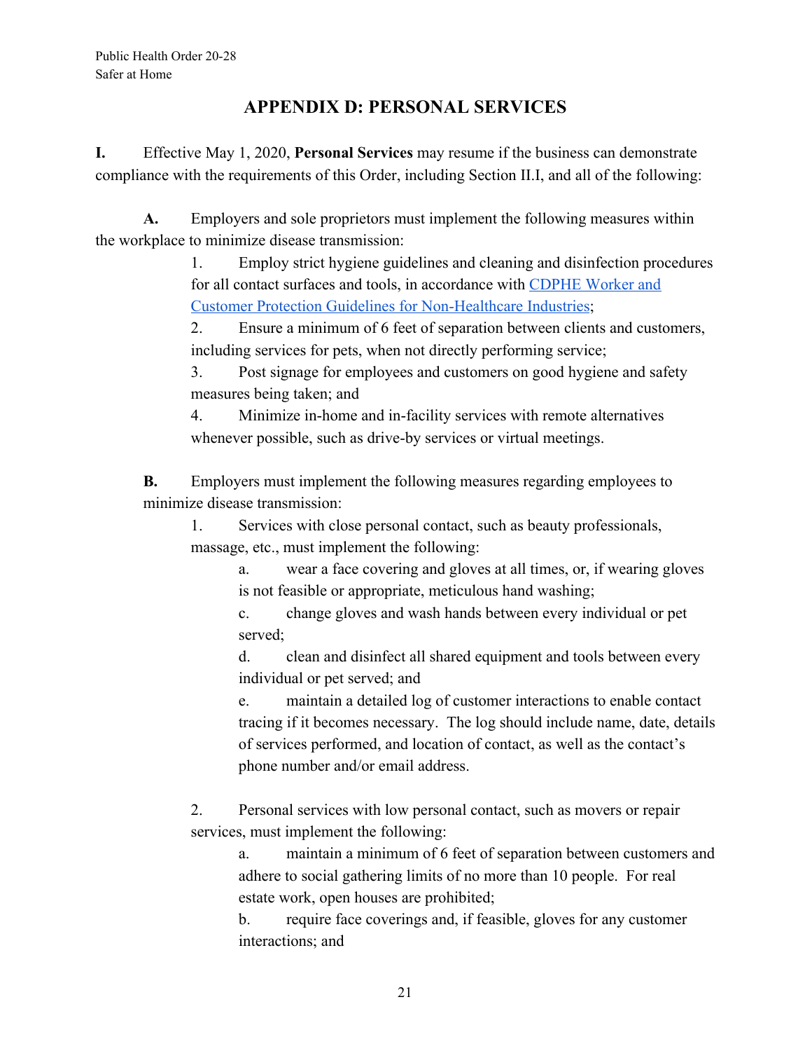## APPENDIX D: PERSONAL SERVICES

**I.** Effective May 1, 2020, **Personal Services** may resume if the business can demonstrate compliance with the requirements of this Order, including Section II.I, and all of the following:

**A.** Employers and sole proprietors must implement the following measures within the workplace to minimize disease transmission:

1. Employ strict hygiene guidelines and cleaning and disinfection procedures for all contact surfaces and tools, in accordance with [CDPHE Worker and Customer Protection Guidelines for Non-Healthcare Industries](#);
2. Ensure a minimum of 6 feet of separation between clients and customers, including services for pets, when not directly performing service;
3. Post signage for employees and customers on good hygiene and safety measures being taken; and
4. Minimize in-home and in-facility services with remote alternatives whenever possible, such as drive-by services or virtual meetings.

**B.** Employers must implement the following measures regarding employees to minimize disease transmission:

1. Services with close personal contact, such as beauty professionals, massage, etc., must implement the following:

    a. wear a face covering and gloves at all times, or, if wearing gloves is not feasible or appropriate, meticulous hand washing;

    c. change gloves and wash hands between every individual or pet served;

    d. clean and disinfect all shared equipment and tools between every individual or pet served; and

    e. maintain a detailed log of customer interactions to enable contact tracing if it becomes necessary. The log should include name, date, details of services performed, and location of contact, as well as the contact's phone number and/or email address.

2. Personal services with low personal contact, such as movers or repair services, must implement the following:

    a. maintain a minimum of 6 feet of separation between customers and adhere to social gathering limits of no more than 10 people. For real estate work, open houses are prohibited;

    b. require face coverings and, if feasible, gloves for any customer interactions; and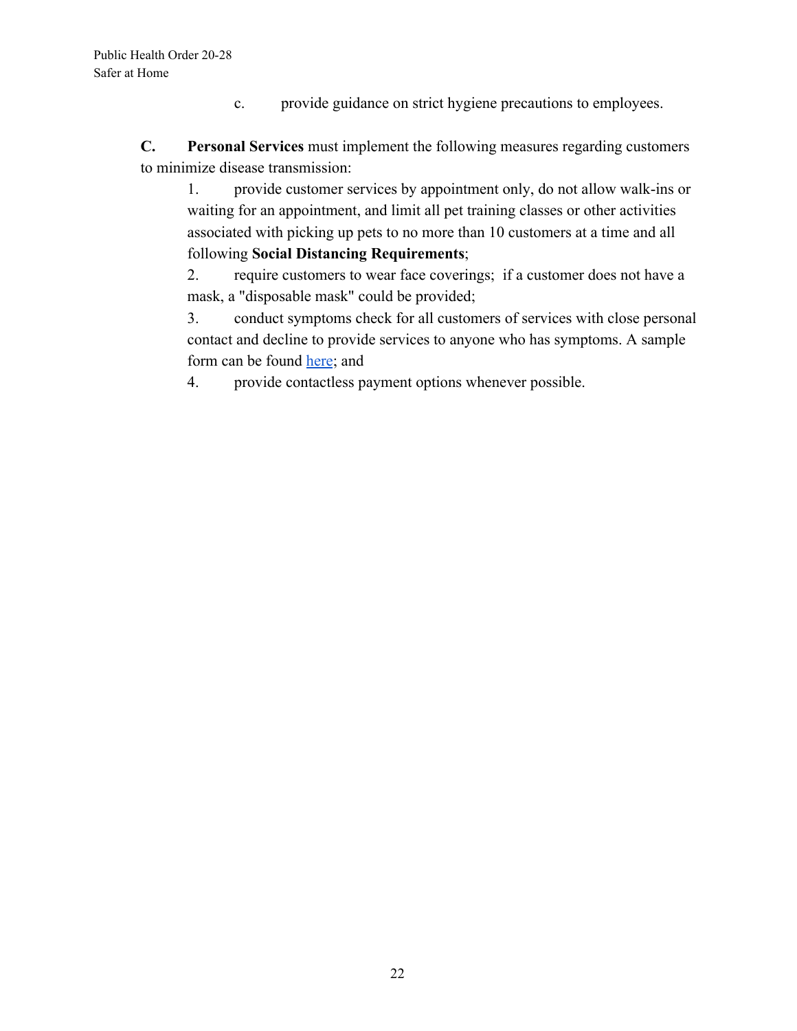c. provide guidance on strict hygiene precautions to employees.

**C. Personal Services** must implement the following measures regarding customers to minimize disease transmission:

1. provide customer services by appointment only, do not allow walk-ins or waiting for an appointment, and limit all pet training classes or other activities associated with picking up pets to no more than 10 customers at a time and all following **Social Distancing Requirements**;
2. require customers to wear face coverings; if a customer does not have a mask, a "disposable mask" could be provided;
3. conduct symptoms check for all customers of services with close personal contact and decline to provide services to anyone who has symptoms. A sample form can be found here; and
4. provide contactless payment options whenever possible.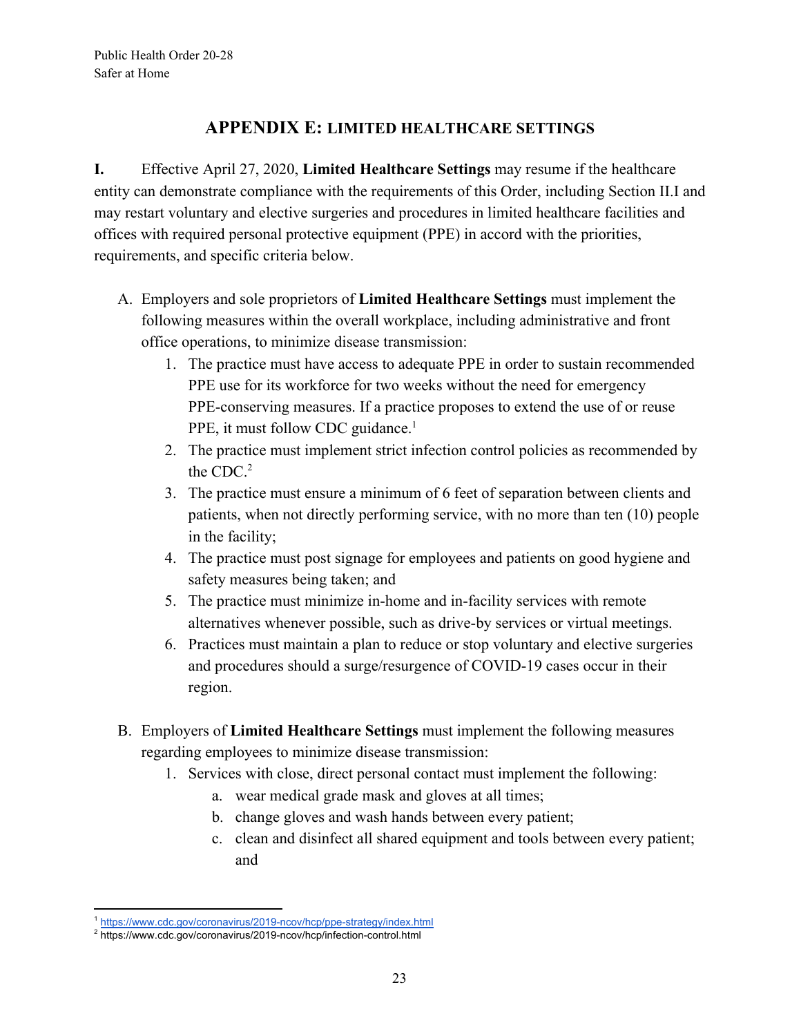## APPENDIX E: LIMITED HEALTHCARE SETTINGS

**I.** Effective April 27, 2020, **Limited Healthcare Settings** may resume if the healthcare entity can demonstrate compliance with the requirements of this Order, including Section II.I and may restart voluntary and elective surgeries and procedures in limited healthcare facilities and offices with required personal protective equipment (PPE) in accord with the priorities, requirements, and specific criteria below.

A. Employers and sole proprietors of **Limited Healthcare Settings** must implement the following measures within the overall workplace, including administrative and front office operations, to minimize disease transmission:
   1. The practice must have access to adequate PPE in order to sustain recommended PPE use for its workforce for two weeks without the need for emergency PPE-conserving measures. If a practice proposes to extend the use of or reuse PPE, it must follow CDC guidance.[1]
   2. The practice must implement strict infection control policies as recommended by the CDC.[2]
   3. The practice must ensure a minimum of 6 feet of separation between clients and patients, when not directly performing service, with no more than ten (10) people in the facility;
   4. The practice must post signage for employees and patients on good hygiene and safety measures being taken; and
   5. The practice must minimize in-home and in-facility services with remote alternatives whenever possible, such as drive-by services or virtual meetings.
   6. Practices must maintain a plan to reduce or stop voluntary and elective surgeries and procedures should a surge/resurgence of COVID-19 cases occur in their region.

B. Employers of **Limited Healthcare Settings** must implement the following measures regarding employees to minimize disease transmission:
   1. Services with close, direct personal contact must implement the following:
      a. wear medical grade mask and gloves at all times;
      b. change gloves and wash hands between every patient;
      c. clean and disinfect all shared equipment and tools between every patient; and

---

[1] https://www.cdc.gov/coronavirus/2019-ncov/hcp/ppe-strategy/index.html

[2] https://www.cdc.gov/coronavirus/2019-ncov/hcp/infection-control.html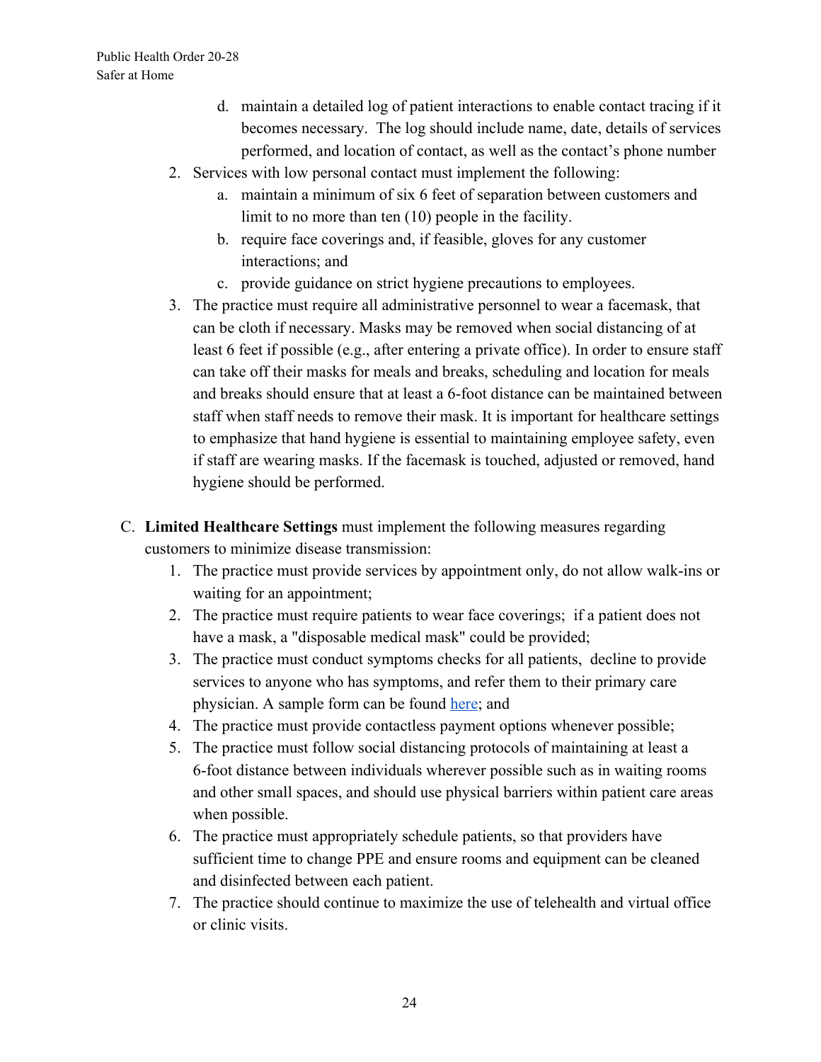d. maintain a detailed log of patient interactions to enable contact tracing if it becomes necessary. The log should include name, date, details of services performed, and location of contact, as well as the contact's phone number
2. Services with low personal contact must implement the following:
   a. maintain a minimum of six 6 feet of separation between customers and limit to no more than ten (10) people in the facility.
   b. require face coverings and, if feasible, gloves for any customer interactions; and
   c. provide guidance on strict hygiene precautions to employees.
3. The practice must require all administrative personnel to wear a facemask, that can be cloth if necessary. Masks may be removed when social distancing of at least 6 feet if possible (e.g., after entering a private office). In order to ensure staff can take off their masks for meals and breaks, scheduling and location for meals and breaks should ensure that at least a 6-foot distance can be maintained between staff when staff needs to remove their mask. It is important for healthcare settings to emphasize that hand hygiene is essential to maintaining employee safety, even if staff are wearing masks. If the facemask is touched, adjusted or removed, hand hygiene should be performed.

C. **Limited Healthcare Settings** must implement the following measures regarding customers to minimize disease transmission:
   1. The practice must provide services by appointment only, do not allow walk-ins or waiting for an appointment;
   2. The practice must require patients to wear face coverings; if a patient does not have a mask, a "disposable medical mask" could be provided;
   3. The practice must conduct symptoms checks for all patients, decline to provide services to anyone who has symptoms, and refer them to their primary care physician. A sample form can be found here; and
   4. The practice must provide contactless payment options whenever possible;
   5. The practice must follow social distancing protocols of maintaining at least a 6-foot distance between individuals wherever possible such as in waiting rooms and other small spaces, and should use physical barriers within patient care areas when possible.
   6. The practice must appropriately schedule patients, so that providers have sufficient time to change PPE and ensure rooms and equipment can be cleaned and disinfected between each patient.
   7. The practice should continue to maximize the use of telehealth and virtual office or clinic visits.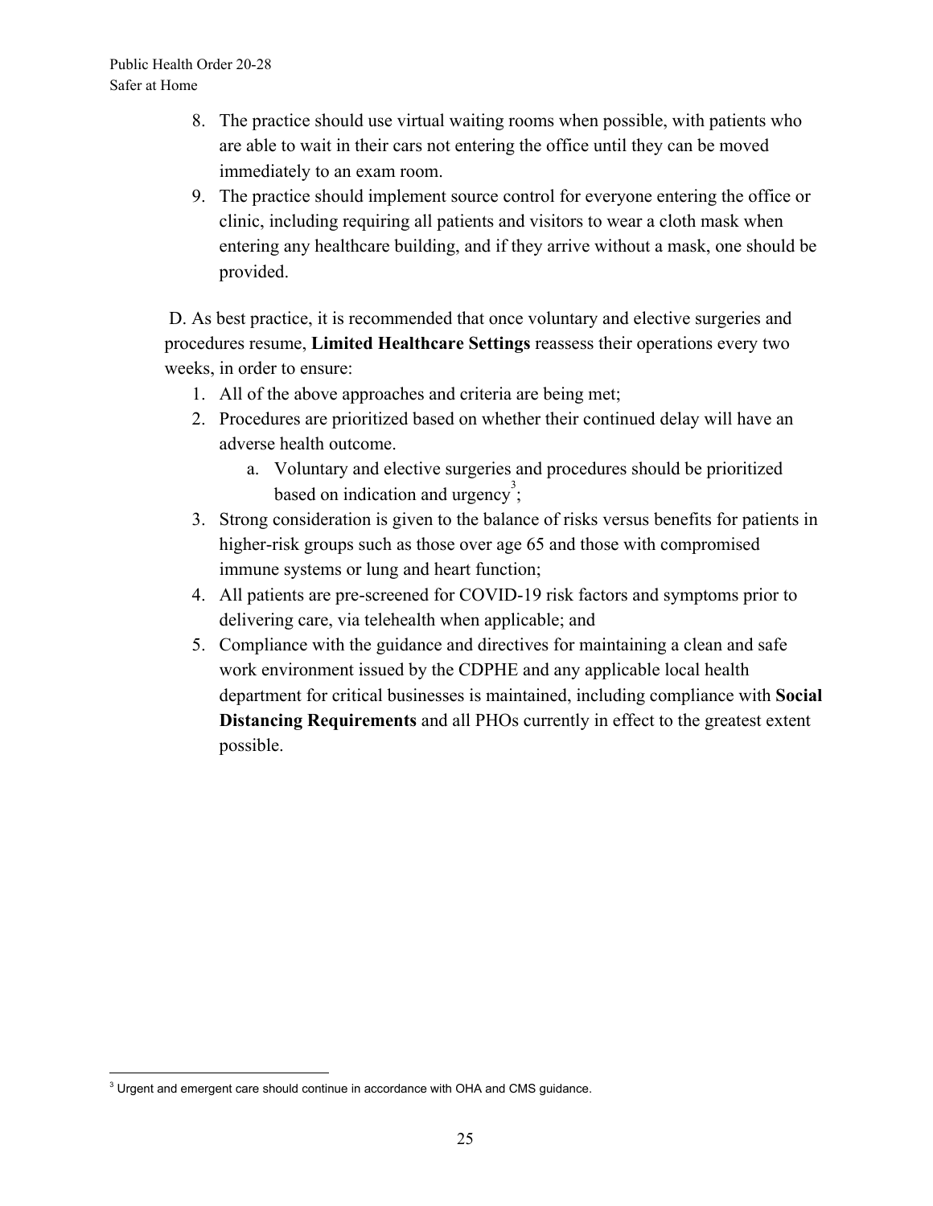8. The practice should use virtual waiting rooms when possible, with patients who are able to wait in their cars not entering the office until they can be moved immediately to an exam room.
9. The practice should implement source control for everyone entering the office or clinic, including requiring all patients and visitors to wear a cloth mask when entering any healthcare building, and if they arrive without a mask, one should be provided.

D. As best practice, it is recommended that once voluntary and elective surgeries and procedures resume, **Limited Healthcare Settings** reassess their operations every two weeks, in order to ensure:

1. All of the above approaches and criteria are being met;
2. Procedures are prioritized based on whether their continued delay will have an adverse health outcome.
   a. Voluntary and elective surgeries and procedures should be prioritized based on indication and urgency[3];
3. Strong consideration is given to the balance of risks versus benefits for patients in higher-risk groups such as those over age 65 and those with compromised immune systems or lung and heart function;
4. All patients are pre-screened for COVID-19 risk factors and symptoms prior to delivering care, via telehealth when applicable; and
5. Compliance with the guidance and directives for maintaining a clean and safe work environment issued by the CDPHE and any applicable local health department for critical businesses is maintained, including compliance with **Social Distancing Requirements** and all PHOs currently in effect to the greatest extent possible.

[3] Urgent and emergent care should continue in accordance with OHA and CMS guidance.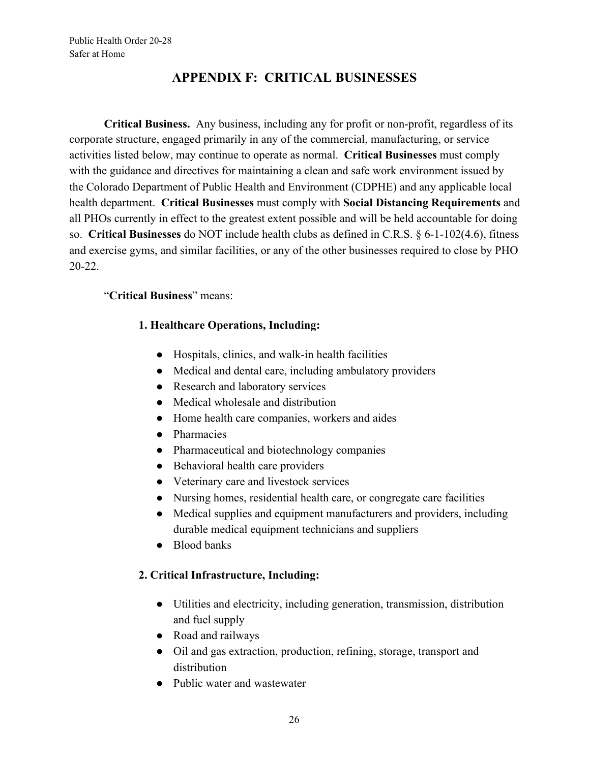## APPENDIX F: CRITICAL BUSINESSES

**Critical Business.** Any business, including any for profit or non-profit, regardless of its corporate structure, engaged primarily in any of the commercial, manufacturing, or service activities listed below, may continue to operate as normal. **Critical Businesses** must comply with the guidance and directives for maintaining a clean and safe work environment issued by the Colorado Department of Public Health and Environment (CDPHE) and any applicable local health department. **Critical Businesses** must comply with **Social Distancing Requirements** and all PHOs currently in effect to the greatest extent possible and will be held accountable for doing so. **Critical Businesses** do NOT include health clubs as defined in C.R.S. § 6-1-102(4.6), fitness and exercise gyms, and similar facilities, or any of the other businesses required to close by PHO 20-22.

"**Critical Business**" means:

**1. Healthcare Operations, Including:**

- Hospitals, clinics, and walk-in health facilities
- Medical and dental care, including ambulatory providers
- Research and laboratory services
- Medical wholesale and distribution
- Home health care companies, workers and aides
- Pharmacies
- Pharmaceutical and biotechnology companies
- Behavioral health care providers
- Veterinary care and livestock services
- Nursing homes, residential health care, or congregate care facilities
- Medical supplies and equipment manufacturers and providers, including durable medical equipment technicians and suppliers
- Blood banks

**2. Critical Infrastructure, Including:**

- Utilities and electricity, including generation, transmission, distribution and fuel supply
- Road and railways
- Oil and gas extraction, production, refining, storage, transport and distribution
- Public water and wastewater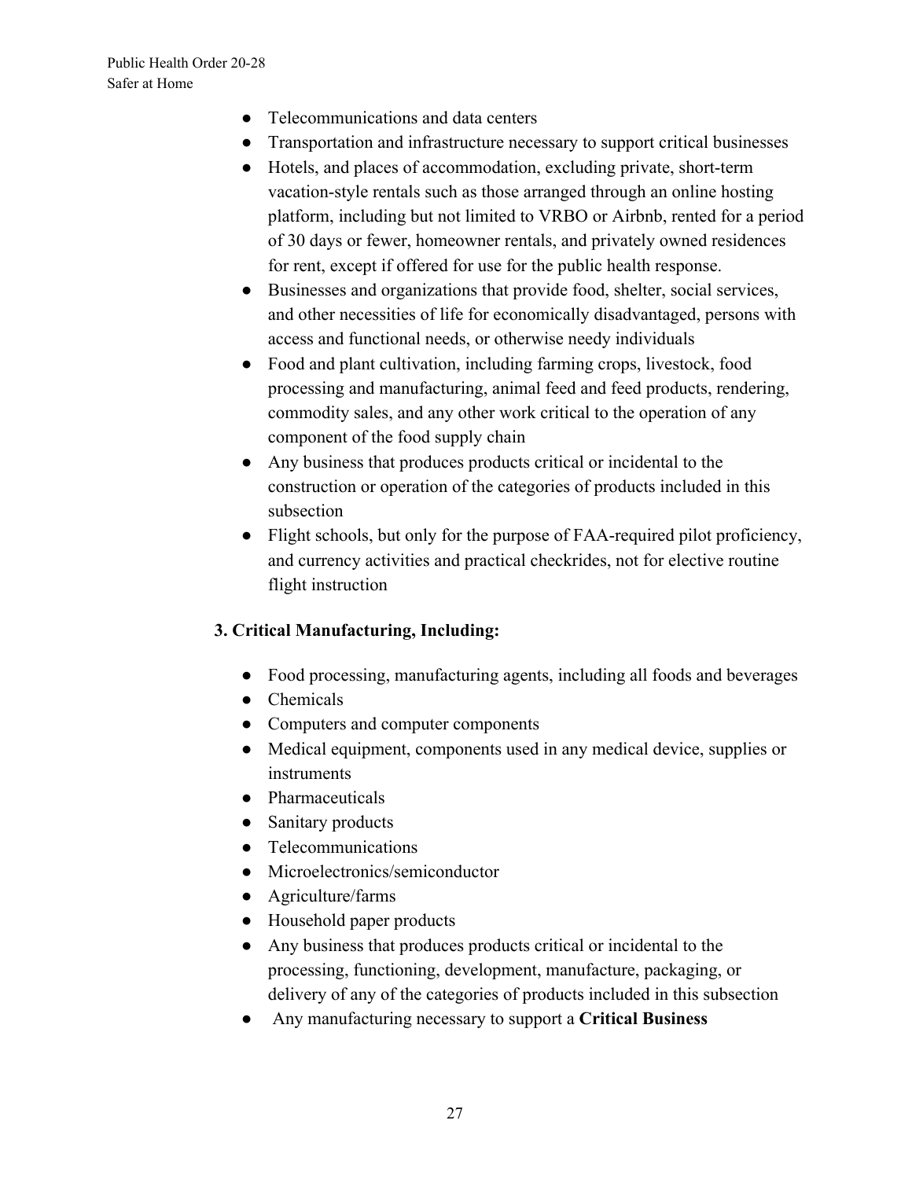- Telecommunications and data centers
- Transportation and infrastructure necessary to support critical businesses
- Hotels, and places of accommodation, excluding private, short-term vacation-style rentals such as those arranged through an online hosting platform, including but not limited to VRBO or Airbnb, rented for a period of 30 days or fewer, homeowner rentals, and privately owned residences for rent, except if offered for use for the public health response.
- Businesses and organizations that provide food, shelter, social services, and other necessities of life for economically disadvantaged, persons with access and functional needs, or otherwise needy individuals
- Food and plant cultivation, including farming crops, livestock, food processing and manufacturing, animal feed and feed products, rendering, commodity sales, and any other work critical to the operation of any component of the food supply chain
- Any business that produces products critical or incidental to the construction or operation of the categories of products included in this subsection
- Flight schools, but only for the purpose of FAA-required pilot proficiency, and currency activities and practical checkrides, not for elective routine flight instruction

**3. Critical Manufacturing, Including:**

- Food processing, manufacturing agents, including all foods and beverages
- Chemicals
- Computers and computer components
- Medical equipment, components used in any medical device, supplies or instruments
- Pharmaceuticals
- Sanitary products
- Telecommunications
- Microelectronics/semiconductor
- Agriculture/farms
- Household paper products
- Any business that produces products critical or incidental to the processing, functioning, development, manufacture, packaging, or delivery of any of the categories of products included in this subsection
- Any manufacturing necessary to support a **Critical Business**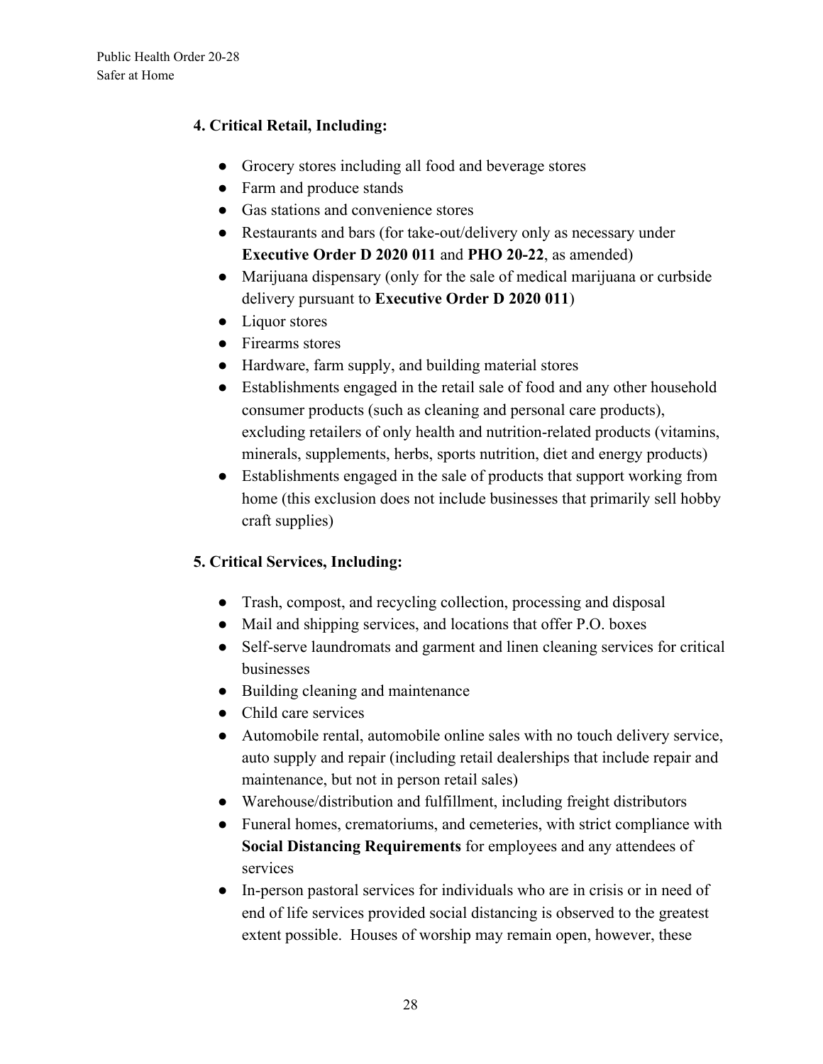**4. Critical Retail, Including:**

- Grocery stores including all food and beverage stores
- Farm and produce stands
- Gas stations and convenience stores
- Restaurants and bars (for take-out/delivery only as necessary under **Executive Order D 2020 011** and **PHO 20-22**, as amended)
- Marijuana dispensary (only for the sale of medical marijuana or curbside delivery pursuant to **Executive Order D 2020 011**)
- Liquor stores
- Firearms stores
- Hardware, farm supply, and building material stores
- Establishments engaged in the retail sale of food and any other household consumer products (such as cleaning and personal care products), excluding retailers of only health and nutrition-related products (vitamins, minerals, supplements, herbs, sports nutrition, diet and energy products)
- Establishments engaged in the sale of products that support working from home (this exclusion does not include businesses that primarily sell hobby craft supplies)

**5. Critical Services, Including:**

- Trash, compost, and recycling collection, processing and disposal
- Mail and shipping services, and locations that offer P.O. boxes
- Self-serve laundromats and garment and linen cleaning services for critical businesses
- Building cleaning and maintenance
- Child care services
- Automobile rental, automobile online sales with no touch delivery service, auto supply and repair (including retail dealerships that include repair and maintenance, but not in person retail sales)
- Warehouse/distribution and fulfillment, including freight distributors
- Funeral homes, crematoriums, and cemeteries, with strict compliance with **Social Distancing Requirements** for employees and any attendees of services
- In-person pastoral services for individuals who are in crisis or in need of end of life services provided social distancing is observed to the greatest extent possible. Houses of worship may remain open, however, these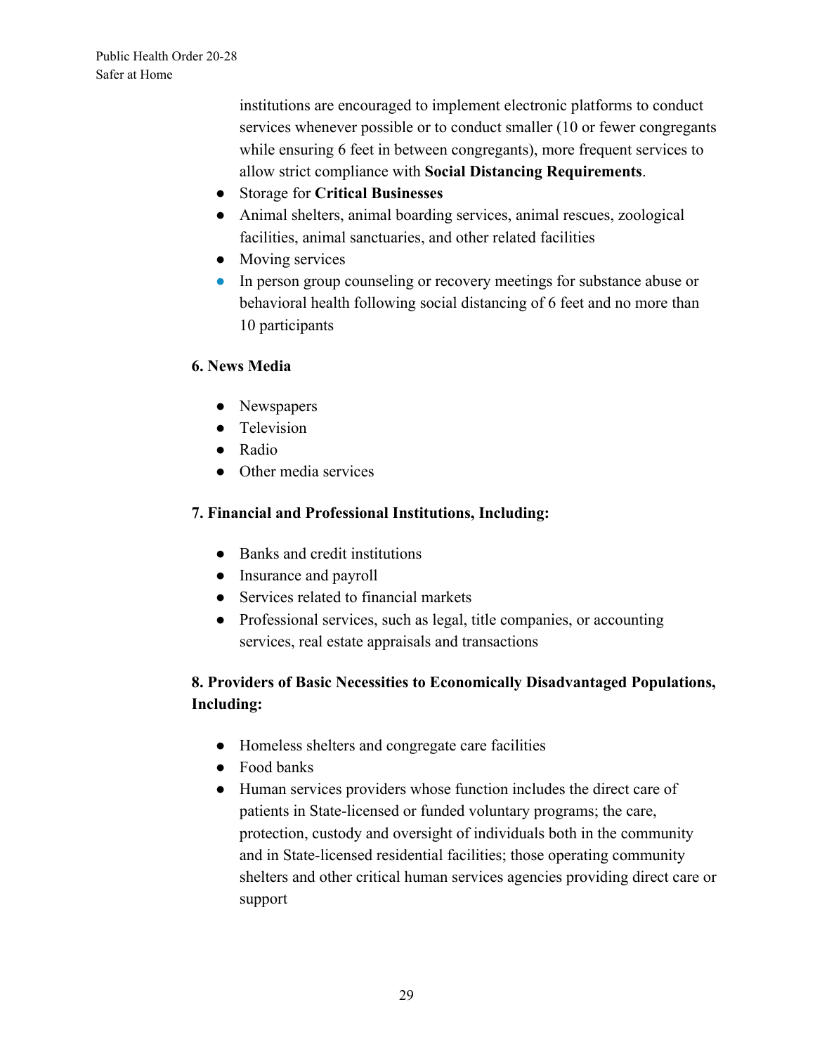institutions are encouraged to implement electronic platforms to conduct services whenever possible or to conduct smaller (10 or fewer congregants while ensuring 6 feet in between congregants), more frequent services to allow strict compliance with **Social Distancing Requirements**.

- Storage for **Critical Businesses**
- Animal shelters, animal boarding services, animal rescues, zoological facilities, animal sanctuaries, and other related facilities
- Moving services
- In person group counseling or recovery meetings for substance abuse or behavioral health following social distancing of 6 feet and no more than 10 participants

**6. News Media**

- Newspapers
- Television
- Radio
- Other media services

**7. Financial and Professional Institutions, Including:**

- Banks and credit institutions
- Insurance and payroll
- Services related to financial markets
- Professional services, such as legal, title companies, or accounting services, real estate appraisals and transactions

**8. Providers of Basic Necessities to Economically Disadvantaged Populations, Including:**

- Homeless shelters and congregate care facilities
- Food banks
- Human services providers whose function includes the direct care of patients in State-licensed or funded voluntary programs; the care, protection, custody and oversight of individuals both in the community and in State-licensed residential facilities; those operating community shelters and other critical human services agencies providing direct care or support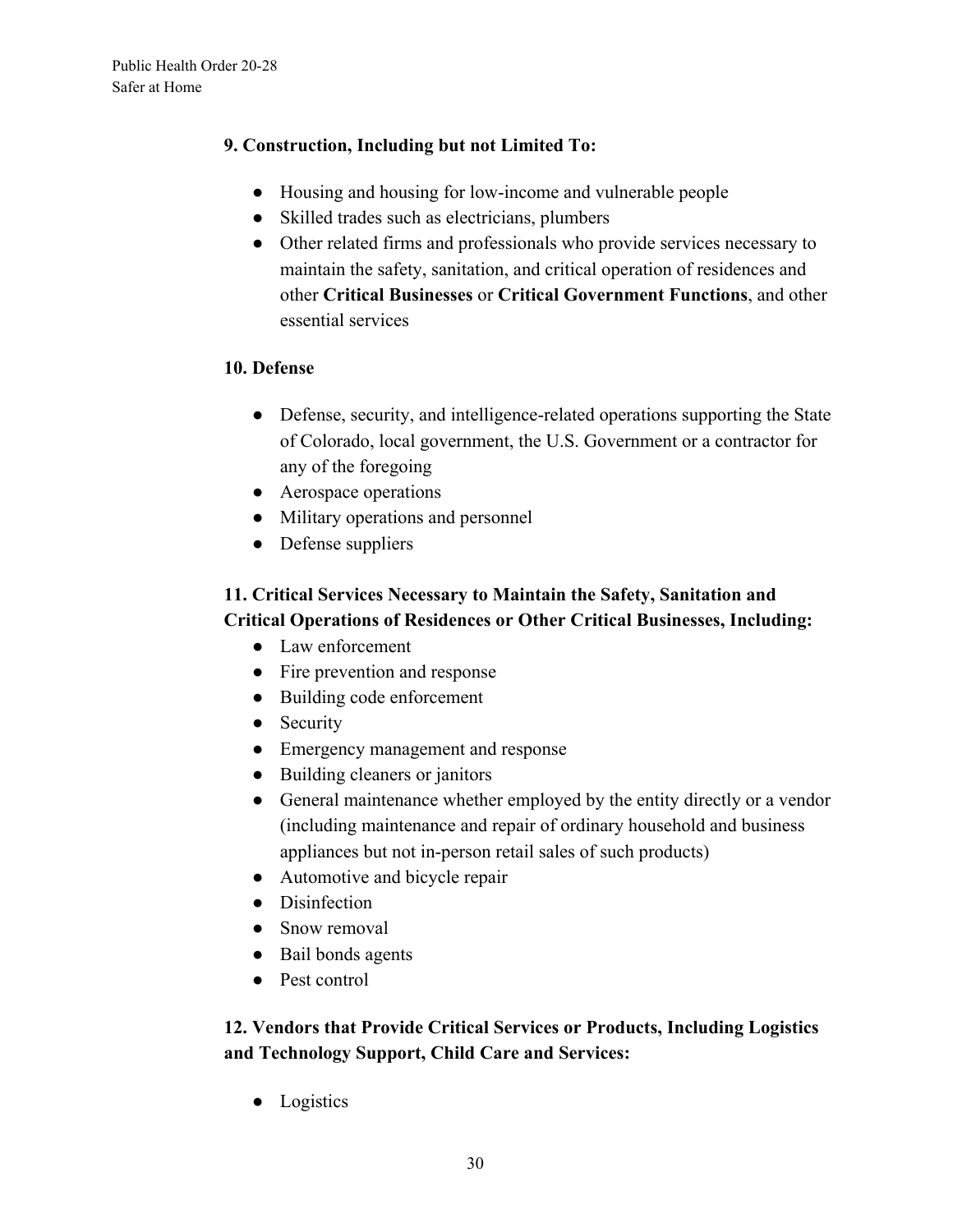**9. Construction, Including but not Limited To:**

- Housing and housing for low-income and vulnerable people
- Skilled trades such as electricians, plumbers
- Other related firms and professionals who provide services necessary to maintain the safety, sanitation, and critical operation of residences and other **Critical Businesses** or **Critical Government Functions**, and other essential services

**10. Defense**

- Defense, security, and intelligence-related operations supporting the State of Colorado, local government, the U.S. Government or a contractor for any of the foregoing
- Aerospace operations
- Military operations and personnel
- Defense suppliers

**11. Critical Services Necessary to Maintain the Safety, Sanitation and Critical Operations of Residences or Other Critical Businesses, Including:**

- Law enforcement
- Fire prevention and response
- Building code enforcement
- Security
- Emergency management and response
- Building cleaners or janitors
- General maintenance whether employed by the entity directly or a vendor (including maintenance and repair of ordinary household and business appliances but not in-person retail sales of such products)
- Automotive and bicycle repair
- Disinfection
- Snow removal
- Bail bonds agents
- Pest control

**12. Vendors that Provide Critical Services or Products, Including Logistics and Technology Support, Child Care and Services:**

- Logistics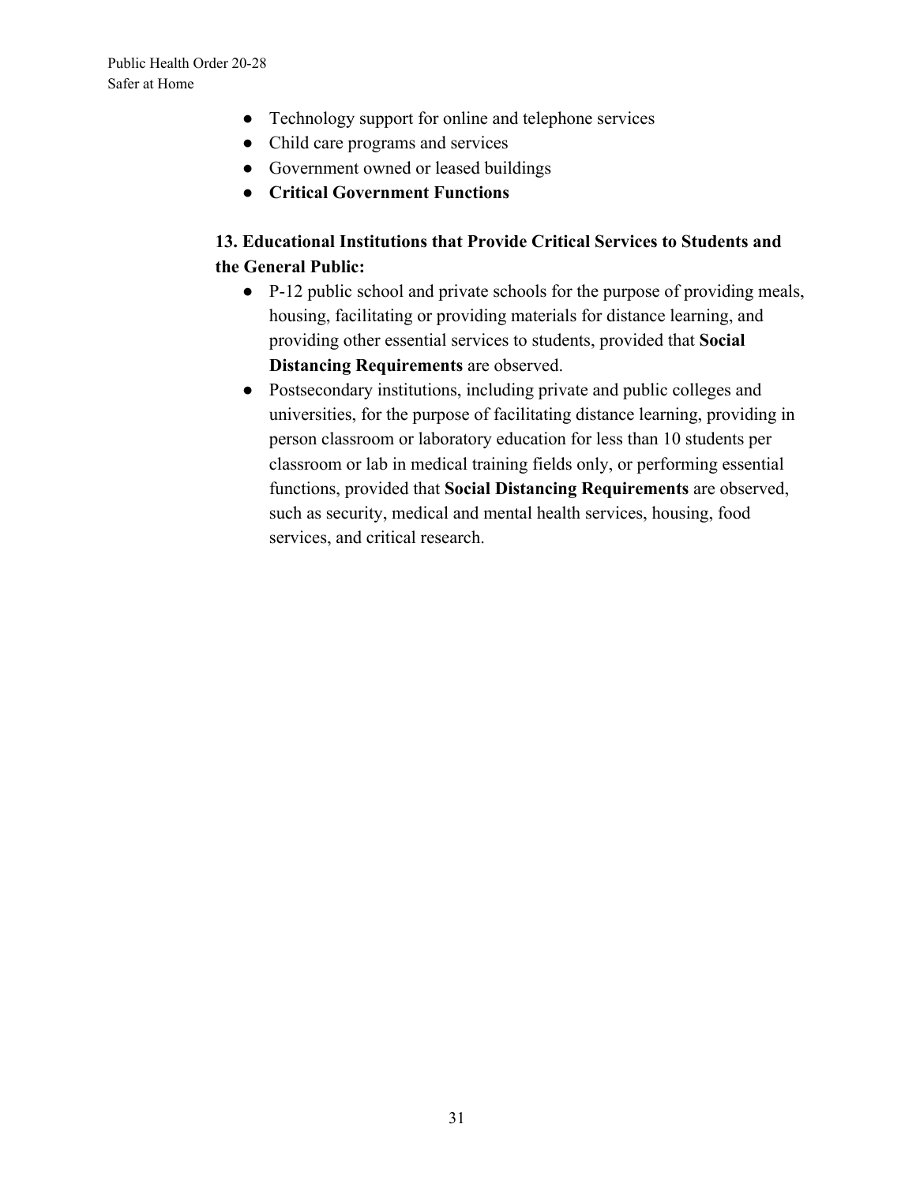- Technology support for online and telephone services
- Child care programs and services
- Government owned or leased buildings
- **Critical Government Functions**

**13. Educational Institutions that Provide Critical Services to Students and the General Public:**

- P-12 public school and private schools for the purpose of providing meals, housing, facilitating or providing materials for distance learning, and providing other essential services to students, provided that **Social Distancing Requirements** are observed.
- Postsecondary institutions, including private and public colleges and universities, for the purpose of facilitating distance learning, providing in person classroom or laboratory education for less than 10 students per classroom or lab in medical training fields only, or performing essential functions, provided that **Social Distancing Requirements** are observed, such as security, medical and mental health services, housing, food services, and critical research.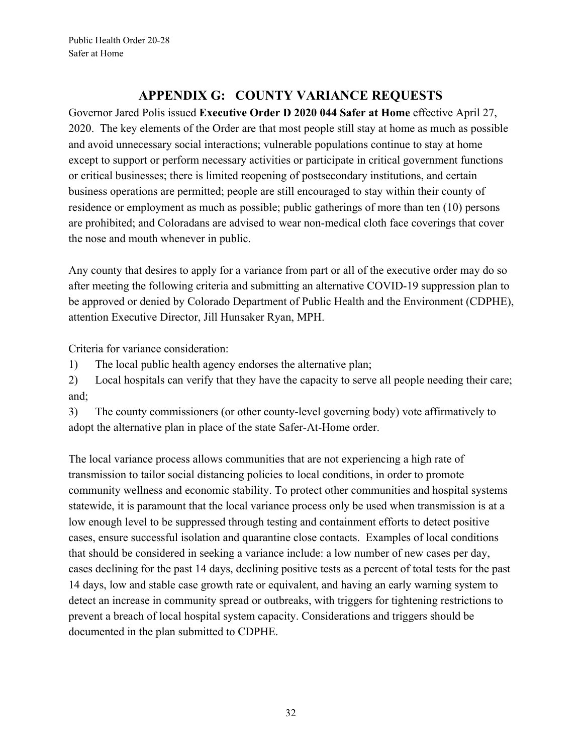# APPENDIX G: COUNTY VARIANCE REQUESTS

Governor Jared Polis issued **Executive Order D 2020 044 Safer at Home** effective April 27, 2020. The key elements of the Order are that most people still stay at home as much as possible and avoid unnecessary social interactions; vulnerable populations continue to stay at home except to support or perform necessary activities or participate in critical government functions or critical businesses; there is limited reopening of postsecondary institutions, and certain business operations are permitted; people are still encouraged to stay within their county of residence or employment as much as possible; public gatherings of more than ten (10) persons are prohibited; and Coloradans are advised to wear non-medical cloth face coverings that cover the nose and mouth whenever in public.

Any county that desires to apply for a variance from part or all of the executive order may do so after meeting the following criteria and submitting an alternative COVID-19 suppression plan to be approved or denied by Colorado Department of Public Health and the Environment (CDPHE), attention Executive Director, Jill Hunsaker Ryan, MPH.

Criteria for variance consideration:

1) The local public health agency endorses the alternative plan;
2) Local hospitals can verify that they have the capacity to serve all people needing their care; and;
3) The county commissioners (or other county-level governing body) vote affirmatively to adopt the alternative plan in place of the state Safer-At-Home order.

The local variance process allows communities that are not experiencing a high rate of transmission to tailor social distancing policies to local conditions, in order to promote community wellness and economic stability. To protect other communities and hospital systems statewide, it is paramount that the local variance process only be used when transmission is at a low enough level to be suppressed through testing and containment efforts to detect positive cases, ensure successful isolation and quarantine close contacts. Examples of local conditions that should be considered in seeking a variance include: a low number of new cases per day, cases declining for the past 14 days, declining positive tests as a percent of total tests for the past 14 days, low and stable case growth rate or equivalent, and having an early warning system to detect an increase in community spread or outbreaks, with triggers for tightening restrictions to prevent a breach of local hospital system capacity. Considerations and triggers should be documented in the plan submitted to CDPHE.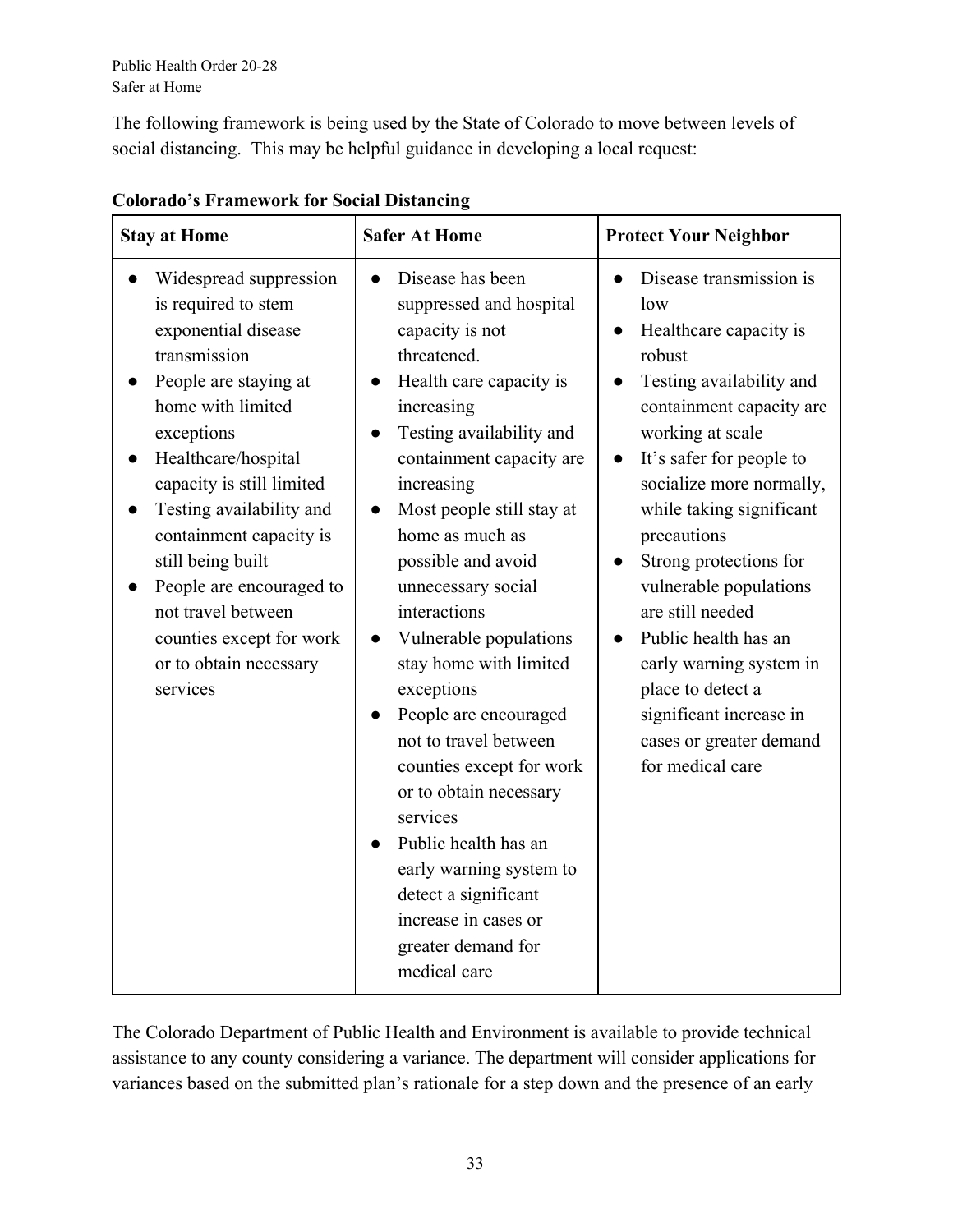The following framework is being used by the State of Colorado to move between levels of social distancing. This may be helpful guidance in developing a local request:

**Colorado's Framework for Social Distancing**

| Stay at Home | Safer At Home | Protect Your Neighbor |
|---|---|---|
| • Widespread suppression is required to stem exponential disease transmission<br>• People are staying at home with limited exceptions<br>• Healthcare/hospital capacity is still limited<br>• Testing availability and containment capacity is still being built<br>• People are encouraged to not travel between counties except for work or to obtain necessary services | • Disease has been suppressed and hospital capacity is not threatened.<br>• Health care capacity is increasing<br>• Testing availability and containment capacity are increasing<br>• Most people still stay at home as much as possible and avoid unnecessary social interactions<br>• Vulnerable populations stay home with limited exceptions<br>• People are encouraged not to travel between counties except for work or to obtain necessary services<br>• Public health has an early warning system to detect a significant increase in cases or greater demand for medical care | • Disease transmission is low<br>• Healthcare capacity is robust<br>• Testing availability and containment capacity are working at scale<br>• It's safer for people to socialize more normally, while taking significant precautions<br>• Strong protections for vulnerable populations are still needed<br>• Public health has an early warning system in place to detect a significant increase in cases or greater demand for medical care |

The Colorado Department of Public Health and Environment is available to provide technical assistance to any county considering a variance. The department will consider applications for variances based on the submitted plan's rationale for a step down and the presence of an early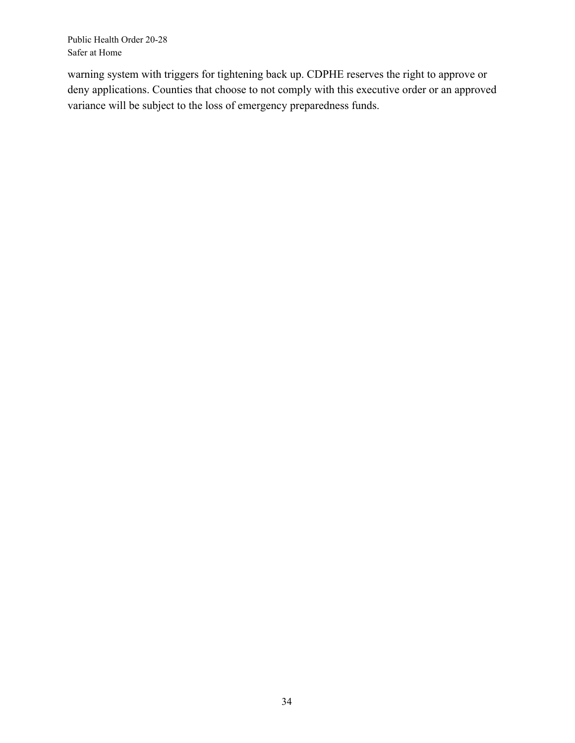warning system with triggers for tightening back up. CDPHE reserves the right to approve or deny applications. Counties that choose to not comply with this executive order or an approved variance will be subject to the loss of emergency preparedness funds.